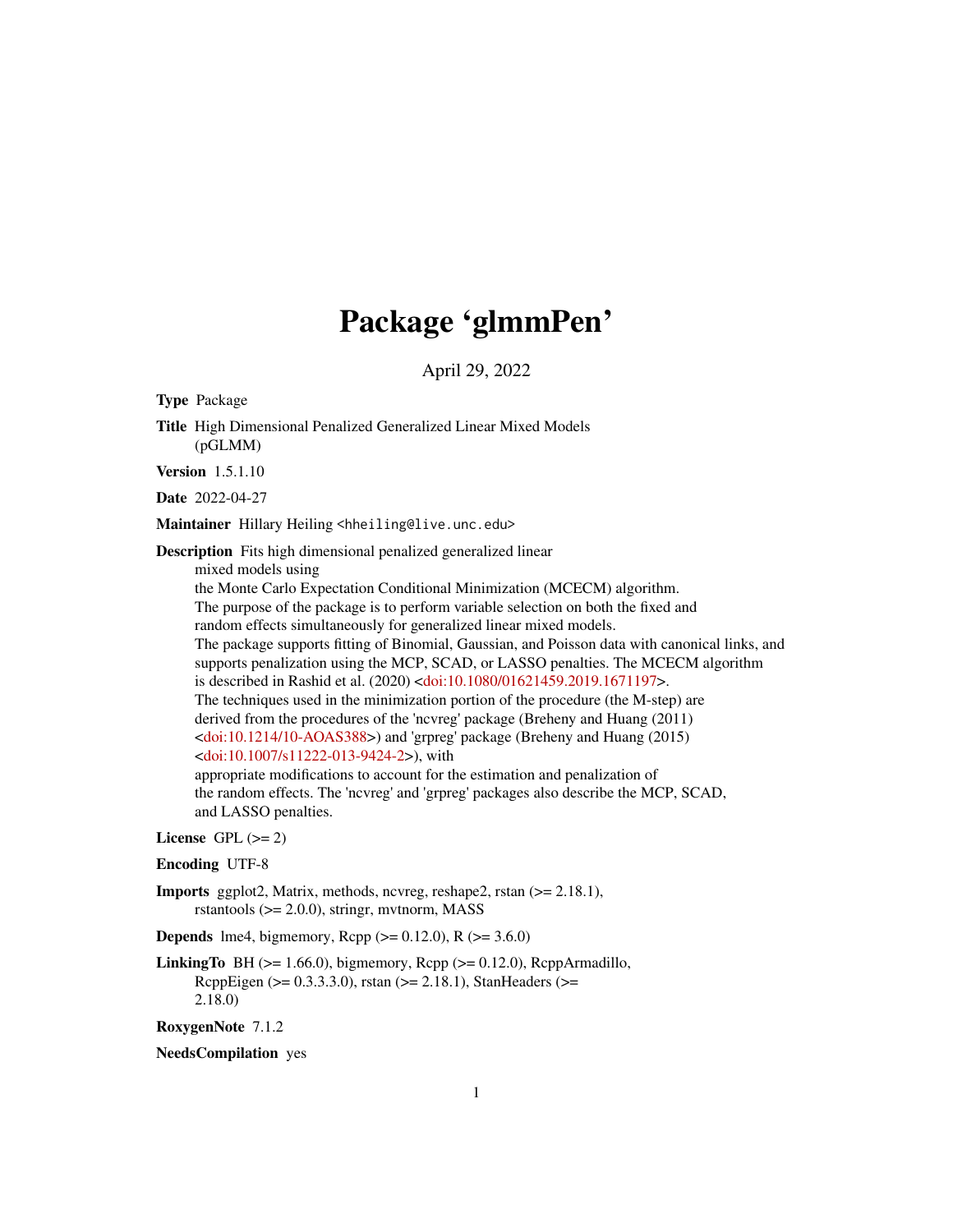# Package 'glmmPen'

April 29, 2022

**Type** Package

**Title** High Dimensional Penalized Generalized Linear Mixed Models (pGLMM)

**Version** 1.5.1.10

**Date** 2022-04-27

**Maintainer** Hillary Heiling <hheiling@live.unc.edu>

**Description** Fits high dimensional penalized generalized linear mixed models using the Monte Carlo Expectation Conditional Minimization (MCECM) algorithm. The purpose of the package is to perform variable selection on both the fixed and random effects simultaneously for generalized linear mixed models. The package supports fitting of Binomial, Gaussian, and Poisson data with canonical links, and supports penalization using the MCP, SCAD, or LASSO penalties. The MCECM algorithm is described in Rashid et al. (2020) <doi:10.1080/01621459.2019.1671197>. The techniques used in the minimization portion of the procedure (the M-step) are derived from the procedures of the 'ncvreg' package (Breheny and Huang (2011) <doi:10.1214/10-AOAS388>) and 'grpreg' package (Breheny and Huang (2015) <doi:10.1007/s11222-013-9424-2>), with appropriate modifications to account for the estimation and penalization of the random effects. The 'ncvreg' and 'grpreg' packages also describe the MCP, SCAD, and LASSO penalties.

**License** GPL (>= 2)

**Encoding** UTF-8

**Imports** ggplot2, Matrix, methods, ncvreg, reshape2, rstan (>= 2.18.1), rstantools (>= 2.0.0), stringr, mvtnorm, MASS

**Depends** lme4, bigmemory, Rcpp (>= 0.12.0), R (>= 3.6.0)

**LinkingTo** BH (>= 1.66.0), bigmemory, Rcpp (>= 0.12.0), RcppArmadillo, RcppEigen (>= 0.3.3.3.0), rstan (>= 2.18.1), StanHeaders (>= 2.18.0)

**RoxygenNote** 7.1.2

**NeedsCompilation** yes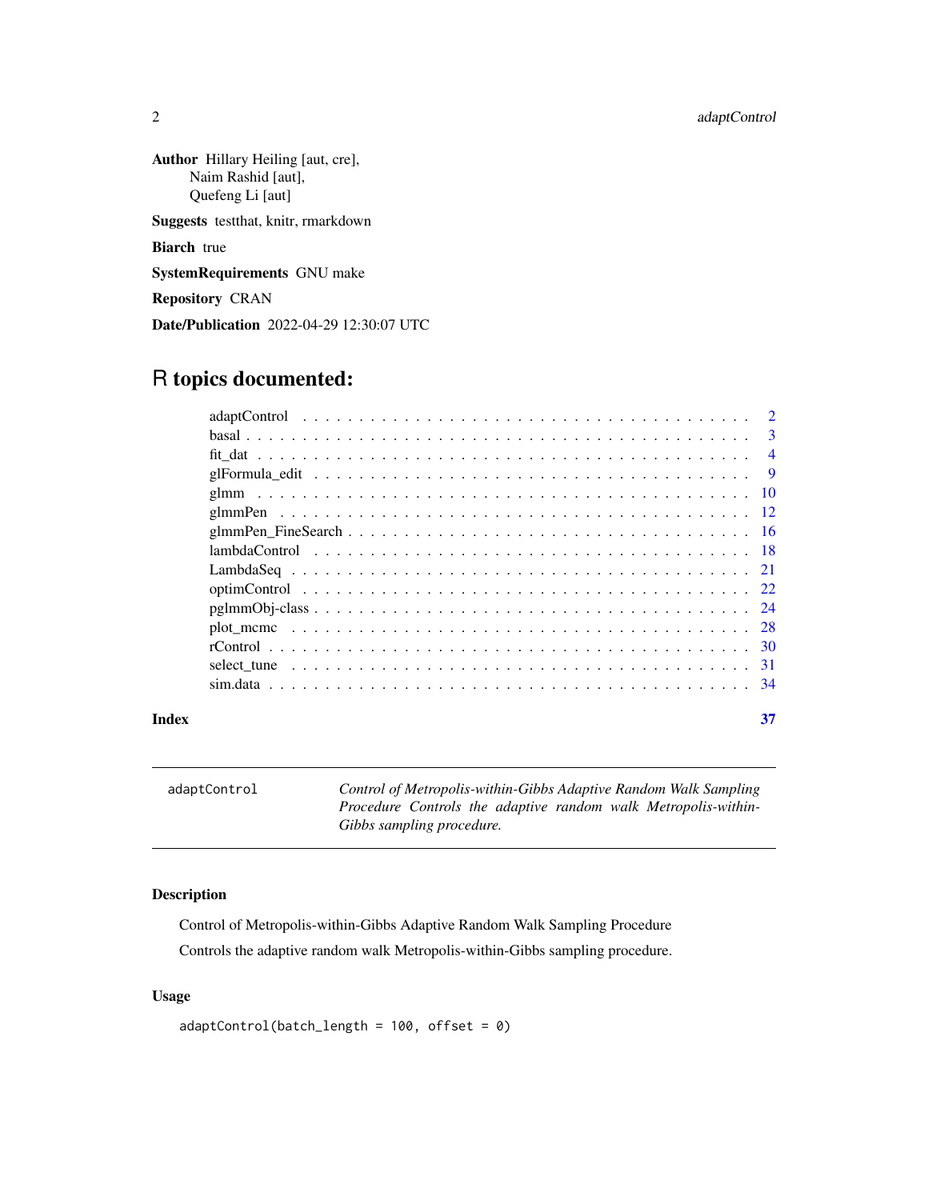**Author** Hillary Heiling [aut, cre],
Naim Rashid [aut],
Quefeng Li [aut]

**Suggests** testthat, knitr, rmarkdown

**Biarch** true

**SystemRequirements** GNU make

**Repository** CRAN

**Date/Publication** 2022-04-29 12:30:07 UTC

# R topics documented:

| | |
|---|---|
| adaptControl | 2 |
| basal | 3 |
| fit_dat | 4 |
| glFormula_edit | 9 |
| glmm | 10 |
| glmmPen | 12 |
| glmmPen_FineSearch | 16 |
| lambdaControl | 18 |
| LambdaSeq | 21 |
| optimControl | 22 |
| pglmmObj-class | 24 |
| plot_mcmc | 28 |
| rControl | 30 |
| select_tune | 31 |
| sim.data | 34 |
| **Index** | **37** |

---

`adaptControl` *Control of Metropolis-within-Gibbs Adaptive Random Walk Sampling Procedure Controls the adaptive random walk Metropolis-within-Gibbs sampling procedure.*

---

### Description

Control of Metropolis-within-Gibbs Adaptive Random Walk Sampling Procedure

Controls the adaptive random walk Metropolis-within-Gibbs sampling procedure.

### Usage

```
adaptControl(batch_length = 100, offset = 0)
```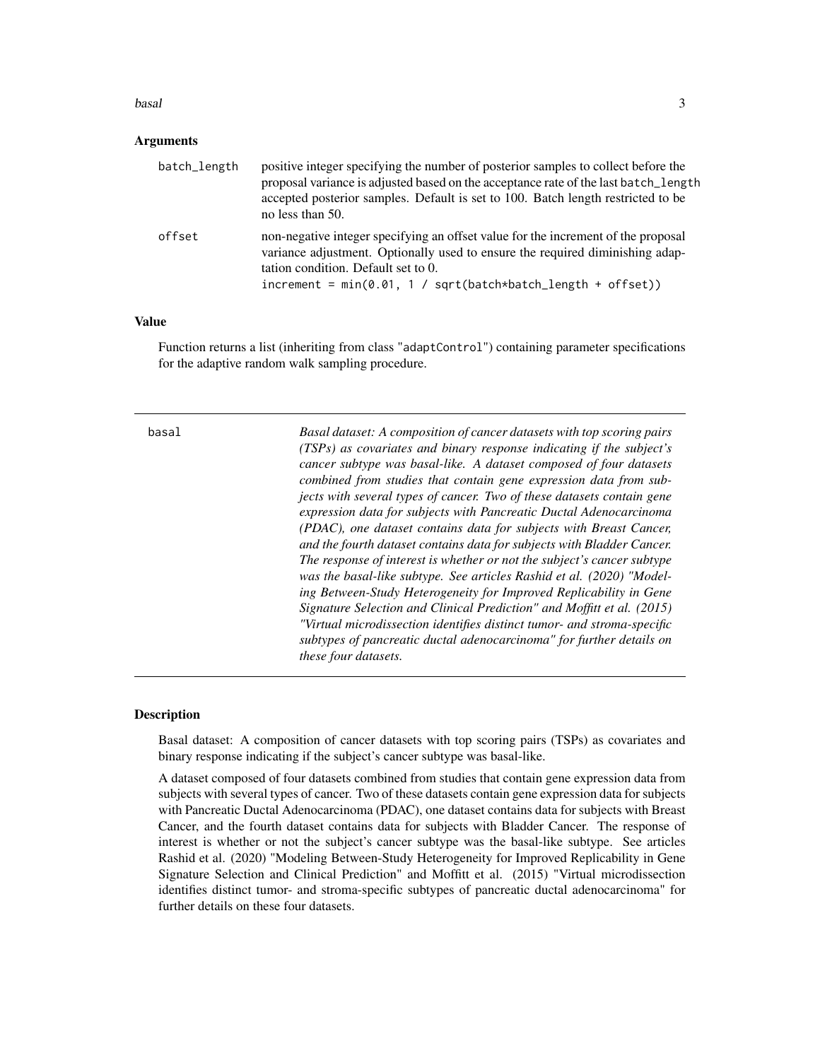### Arguments

| | |
|---|---|
| `batch_length` | positive integer specifying the number of posterior samples to collect before the proposal variance is adjusted based on the acceptance rate of the last `batch_length` accepted posterior samples. Default is set to 100. Batch length restricted to be no less than 50. |
| `offset` | non-negative integer specifying an offset value for the increment of the proposal variance adjustment. Optionally used to ensure the required diminishing adaptation condition. Default set to 0. `increment = min(0.01, 1 / sqrt(batch*batch_length + offset))` |

### Value

Function returns a list (inheriting from class "`adaptControl`") containing parameter specifications for the adaptive random walk sampling procedure.

---

`basal` *Basal dataset: A composition of cancer datasets with top scoring pairs (TSPs) as covariates and binary response indicating if the subject's cancer subtype was basal-like. A dataset composed of four datasets combined from studies that contain gene expression data from subjects with several types of cancer. Two of these datasets contain gene expression data for subjects with Pancreatic Ductal Adenocarcinoma (PDAC), one dataset contains data for subjects with Breast Cancer, and the fourth dataset contains data for subjects with Bladder Cancer. The response of interest is whether or not the subject's cancer subtype was the basal-like subtype. See articles Rashid et al. (2020) "Modeling Between-Study Heterogeneity for Improved Replicability in Gene Signature Selection and Clinical Prediction" and Moffitt et al. (2015) "Virtual microdissection identifies distinct tumor- and stroma-specific subtypes of pancreatic ductal adenocarcinoma" for further details on these four datasets.*

---

### Description

Basal dataset: A composition of cancer datasets with top scoring pairs (TSPs) as covariates and binary response indicating if the subject's cancer subtype was basal-like.

A dataset composed of four datasets combined from studies that contain gene expression data from subjects with several types of cancer. Two of these datasets contain gene expression data for subjects with Pancreatic Ductal Adenocarcinoma (PDAC), one dataset contains data for subjects with Breast Cancer, and the fourth dataset contains data for subjects with Bladder Cancer. The response of interest is whether or not the subject's cancer subtype was the basal-like subtype. See articles Rashid et al. (2020) "Modeling Between-Study Heterogeneity for Improved Replicability in Gene Signature Selection and Clinical Prediction" and Moffitt et al. (2015) "Virtual microdissection identifies distinct tumor- and stroma-specific subtypes of pancreatic ductal adenocarcinoma" for further details on these four datasets.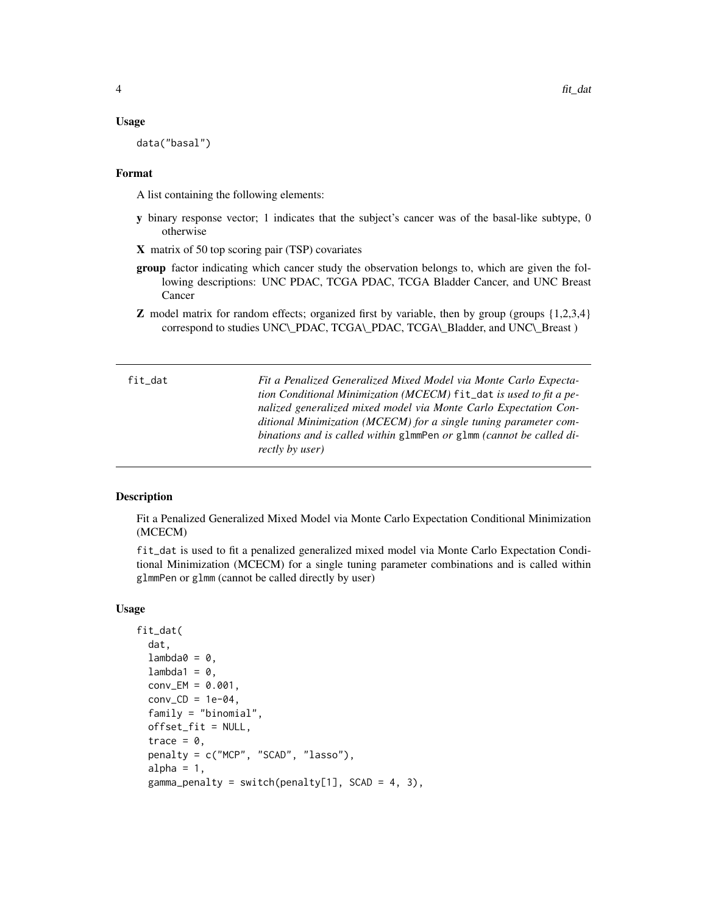### Usage

```
data("basal")
```

### Format

A list containing the following elements:

- **y** binary response vector; 1 indicates that the subject's cancer was of the basal-like subtype, 0 otherwise
- **X** matrix of 50 top scoring pair (TSP) covariates
- **group** factor indicating which cancer study the observation belongs to, which are given the following descriptions: UNC PDAC, TCGA PDAC, TCGA Bladder Cancer, and UNC Breast Cancer
- **Z** model matrix for random effects; organized first by variable, then by group (groups {1,2,3,4} correspond to studies UNC\_PDAC, TCGA\_PDAC, TCGA\_Bladder, and UNC\_Breast )

---

## fit_dat

*Fit a Penalized Generalized Mixed Model via Monte Carlo Expectation Conditional Minimization (MCECM)* `fit_dat` *is used to fit a penalized generalized mixed model via Monte Carlo Expectation Conditional Minimization (MCECM) for a single tuning parameter combinations and is called within* `glmmPen` *or* `glmm` *(cannot be called directly by user)*

---

### Description

Fit a Penalized Generalized Mixed Model via Monte Carlo Expectation Conditional Minimization (MCECM)

`fit_dat` is used to fit a penalized generalized mixed model via Monte Carlo Expectation Conditional Minimization (MCECM) for a single tuning parameter combinations and is called within `glmmPen` or `glmm` (cannot be called directly by user)

### Usage

```
fit_dat(
  dat,
  lambda0 = 0,
  lambda1 = 0,
  conv_EM = 0.001,
  conv_CD = 1e-04,
  family = "binomial",
  offset_fit = NULL,
  trace = 0,
  penalty = c("MCP", "SCAD", "lasso"),
  alpha = 1,
  gamma_penalty = switch(penalty[1], SCAD = 4, 3),
```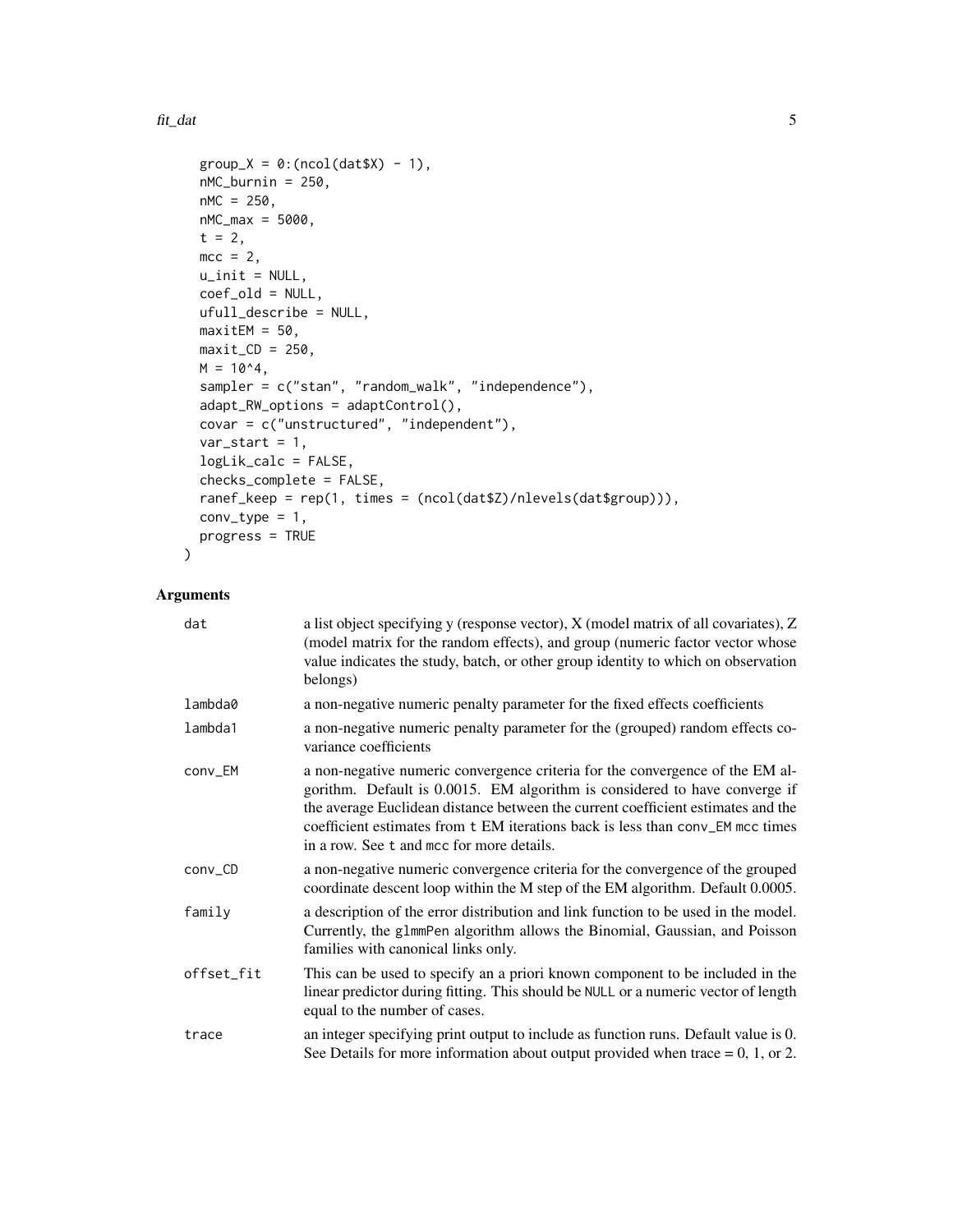```
  group_X = 0:(ncol(dat$X) - 1),
  nMC_burnin = 250,
  nMC = 250,
  nMC_max = 5000,
  t = 2,
  mcc = 2,
  u_init = NULL,
  coef_old = NULL,
  ufull_describe = NULL,
  maxitEM = 50,
  maxit_CD = 250,
  M = 10^4,
  sampler = c("stan", "random_walk", "independence"),
  adapt_RW_options = adaptControl(),
  covar = c("unstructured", "independent"),
  var_start = 1,
  logLik_calc = FALSE,
  checks_complete = FALSE,
  ranef_keep = rep(1, times = (ncol(dat$Z)/nlevels(dat$group))),
  conv_type = 1,
  progress = TRUE
)
```

## Arguments

| | |
|---|---|
| `dat` | a list object specifying y (response vector), X (model matrix of all covariates), Z (model matrix for the random effects), and group (numeric factor vector whose value indicates the study, batch, or other group identity to which on observation belongs) |
| `lambda0` | a non-negative numeric penalty parameter for the fixed effects coefficients |
| `lambda1` | a non-negative numeric penalty parameter for the (grouped) random effects covariance coefficients |
| `conv_EM` | a non-negative numeric convergence criteria for the convergence of the EM algorithm. Default is 0.0015. EM algorithm is considered to have converge if the average Euclidean distance between the current coefficient estimates and the coefficient estimates from `t` EM iterations back is less than `conv_EM` `mcc` times in a row. See `t` and `mcc` for more details. |
| `conv_CD` | a non-negative numeric convergence criteria for the convergence of the grouped coordinate descent loop within the M step of the EM algorithm. Default 0.0005. |
| `family` | a description of the error distribution and link function to be used in the model. Currently, the `glmmPen` algorithm allows the Binomial, Gaussian, and Poisson families with canonical links only. |
| `offset_fit` | This can be used to specify an a priori known component to be included in the linear predictor during fitting. This should be `NULL` or a numeric vector of length equal to the number of cases. |
| `trace` | an integer specifying print output to include as function runs. Default value is 0. See Details for more information about output provided when trace = 0, 1, or 2. |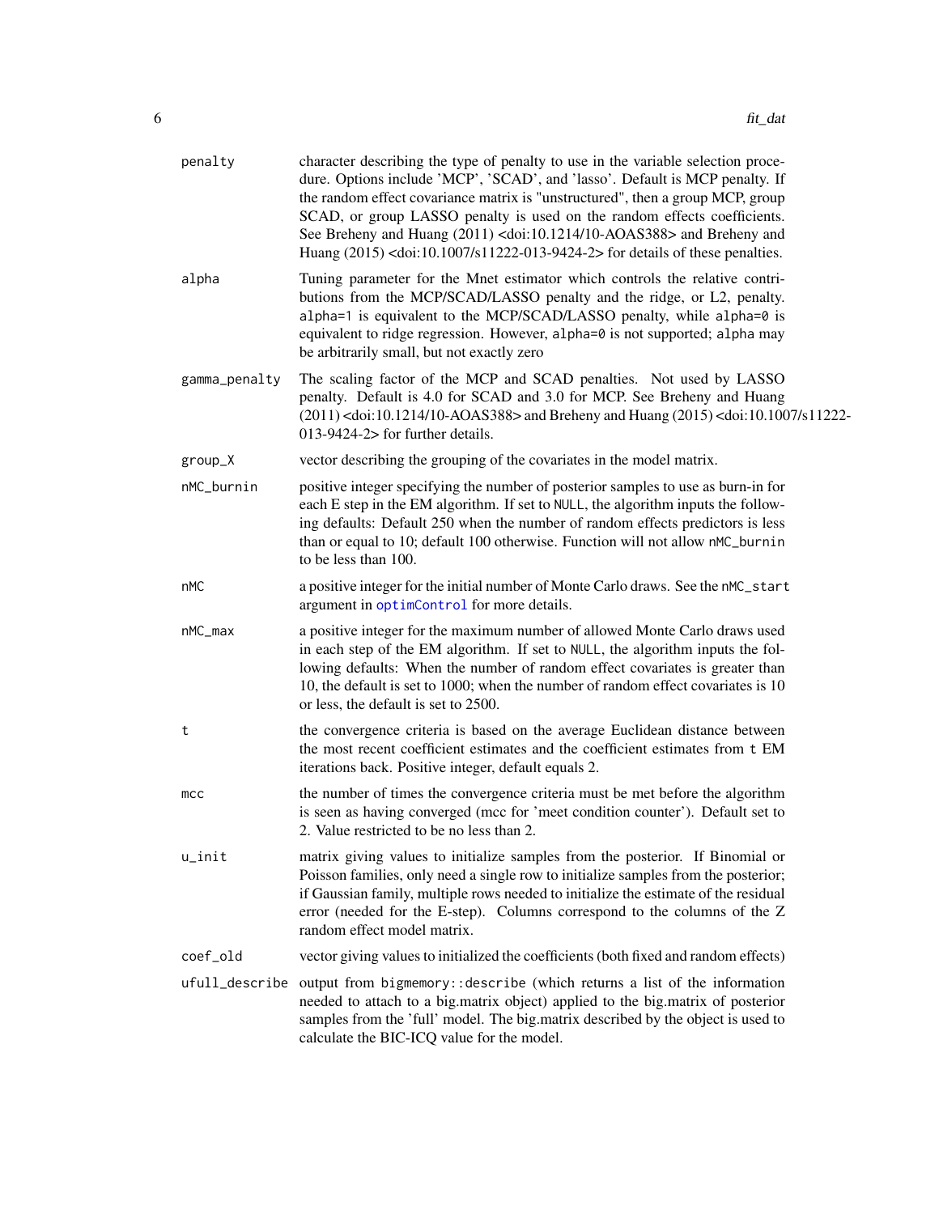| | |
|---|---|
| `penalty` | character describing the type of penalty to use in the variable selection procedure. Options include 'MCP', 'SCAD', and 'lasso'. Default is MCP penalty. If the random effect covariance matrix is "unstructured", then a group MCP, group SCAD, or group LASSO penalty is used on the random effects coefficients. See Breheny and Huang (2011) <doi:10.1214/10-AOAS388> and Breheny and Huang (2015) <doi:10.1007/s11222-013-9424-2> for details of these penalties. |
| `alpha` | Tuning parameter for the Mnet estimator which controls the relative contributions from the MCP/SCAD/LASSO penalty and the ridge, or L2, penalty. `alpha=1` is equivalent to the MCP/SCAD/LASSO penalty, while `alpha=0` is equivalent to ridge regression. However, `alpha=0` is not supported; `alpha` may be arbitrarily small, but not exactly zero |
| `gamma_penalty` | The scaling factor of the MCP and SCAD penalties. Not used by LASSO penalty. Default is 4.0 for SCAD and 3.0 for MCP. See Breheny and Huang (2011) <doi:10.1214/10-AOAS388> and Breheny and Huang (2015) <doi:10.1007/s11222-013-9424-2> for further details. |
| `group_X` | vector describing the grouping of the covariates in the model matrix. |
| `nMC_burnin` | positive integer specifying the number of posterior samples to use as burn-in for each E step in the EM algorithm. If set to `NULL`, the algorithm inputs the following defaults: Default 250 when the number of random effects predictors is less than or equal to 10; default 100 otherwise. Function will not allow `nMC_burnin` to be less than 100. |
| `nMC` | a positive integer for the initial number of Monte Carlo draws. See the `nMC_start` argument in `optimControl` for more details. |
| `nMC_max` | a positive integer for the maximum number of allowed Monte Carlo draws used in each step of the EM algorithm. If set to `NULL`, the algorithm inputs the following defaults: When the number of random effect covariates is greater than 10, the default is set to 1000; when the number of random effect covariates is 10 or less, the default is set to 2500. |
| `t` | the convergence criteria is based on the average Euclidean distance between the most recent coefficient estimates and the coefficient estimates from `t` EM iterations back. Positive integer, default equals 2. |
| `mcc` | the number of times the convergence criteria must be met before the algorithm is seen as having converged (mcc for 'meet condition counter'). Default set to 2. Value restricted to be no less than 2. |
| `u_init` | matrix giving values to initialize samples from the posterior. If Binomial or Poisson families, only need a single row to initialize samples from the posterior; if Gaussian family, multiple rows needed to initialize the estimate of the residual error (needed for the E-step). Columns correspond to the columns of the Z random effect model matrix. |
| `coef_old` | vector giving values to initialized the coefficients (both fixed and random effects) |
| `ufull_describe` | output from `bigmemory::describe` (which returns a list of the information needed to attach to a big.matrix object) applied to the big.matrix of posterior samples from the 'full' model. The big.matrix described by the object is used to calculate the BIC-ICQ value for the model. |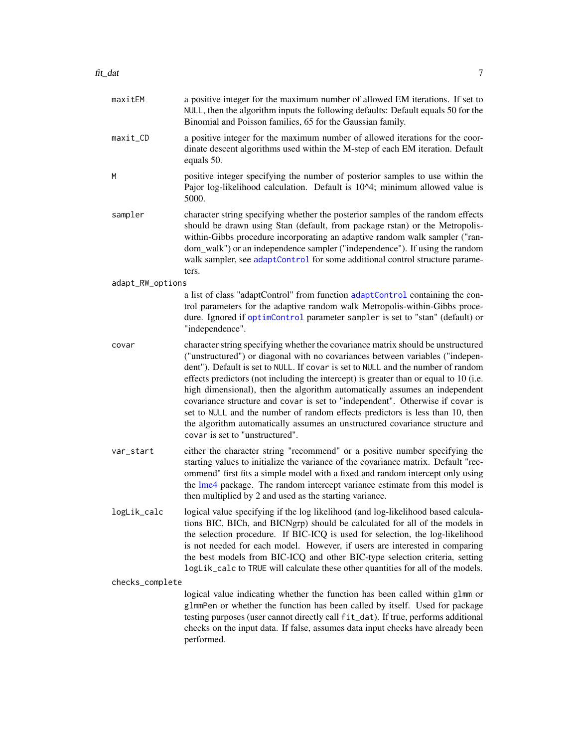| | |
|---|---|
| `maxitEM` | a positive integer for the maximum number of allowed EM iterations. If set to `NULL`, then the algorithm inputs the following defaults: Default equals 50 for the Binomial and Poisson families, 65 for the Gaussian family. |
| `maxit_CD` | a positive integer for the maximum number of allowed iterations for the coordinate descent algorithms used within the M-step of each EM iteration. Default equals 50. |
| `M` | positive integer specifying the number of posterior samples to use within the Pajor log-likelihood calculation. Default is 10^4; minimum allowed value is 5000. |
| `sampler` | character string specifying whether the posterior samples of the random effects should be drawn using Stan (default, from package rstan) or the Metropolis-within-Gibbs procedure incorporating an adaptive random walk sampler ("random_walk") or an independence sampler ("independence"). If using the random walk sampler, see `adaptControl` for some additional control structure parameters. |
| `adapt_RW_options` | a list of class "adaptControl" from function `adaptControl` containing the control parameters for the adaptive random walk Metropolis-within-Gibbs procedure. Ignored if `optimControl` parameter `sampler` is set to "stan" (default) or "independence". |
| `covar` | character string specifying whether the covariance matrix should be unstructured ("unstructured") or diagonal with no covariances between variables ("independent"). Default is set to `NULL`. If `covar` is set to `NULL` and the number of random effects predictors (not including the intercept) is greater than or equal to 10 (i.e. high dimensional), then the algorithm automatically assumes an independent covariance structure and `covar` is set to "independent". Otherwise if `covar` is set to `NULL` and the number of random effects predictors is less than 10, then the algorithm automatically assumes an unstructured covariance structure and `covar` is set to "unstructured". |
| `var_start` | either the character string "recommend" or a positive number specifying the starting values to initialize the variance of the covariance matrix. Default "recommend" first fits a simple model with a fixed and random intercept only using the lme4 package. The random intercept variance estimate from this model is then multiplied by 2 and used as the starting variance. |
| `logLik_calc` | logical value specifying if the log likelihood (and log-likelihood based calculations BIC, BICh, and BICNgrp) should be calculated for all of the models in the selection procedure. If BIC-ICQ is used for selection, the log-likelihood is not needed for each model. However, if users are interested in comparing the best models from BIC-ICQ and other BIC-type selection criteria, setting `logLik_calc` to `TRUE` will calculate these other quantities for all of the models. |
| `checks_complete` | logical value indicating whether the function has been called within `glmm` or `glmmPen` or whether the function has been called by itself. Used for package testing purposes (user cannot directly call `fit_dat`). If true, performs additional checks on the input data. If false, assumes data input checks have already been performed. |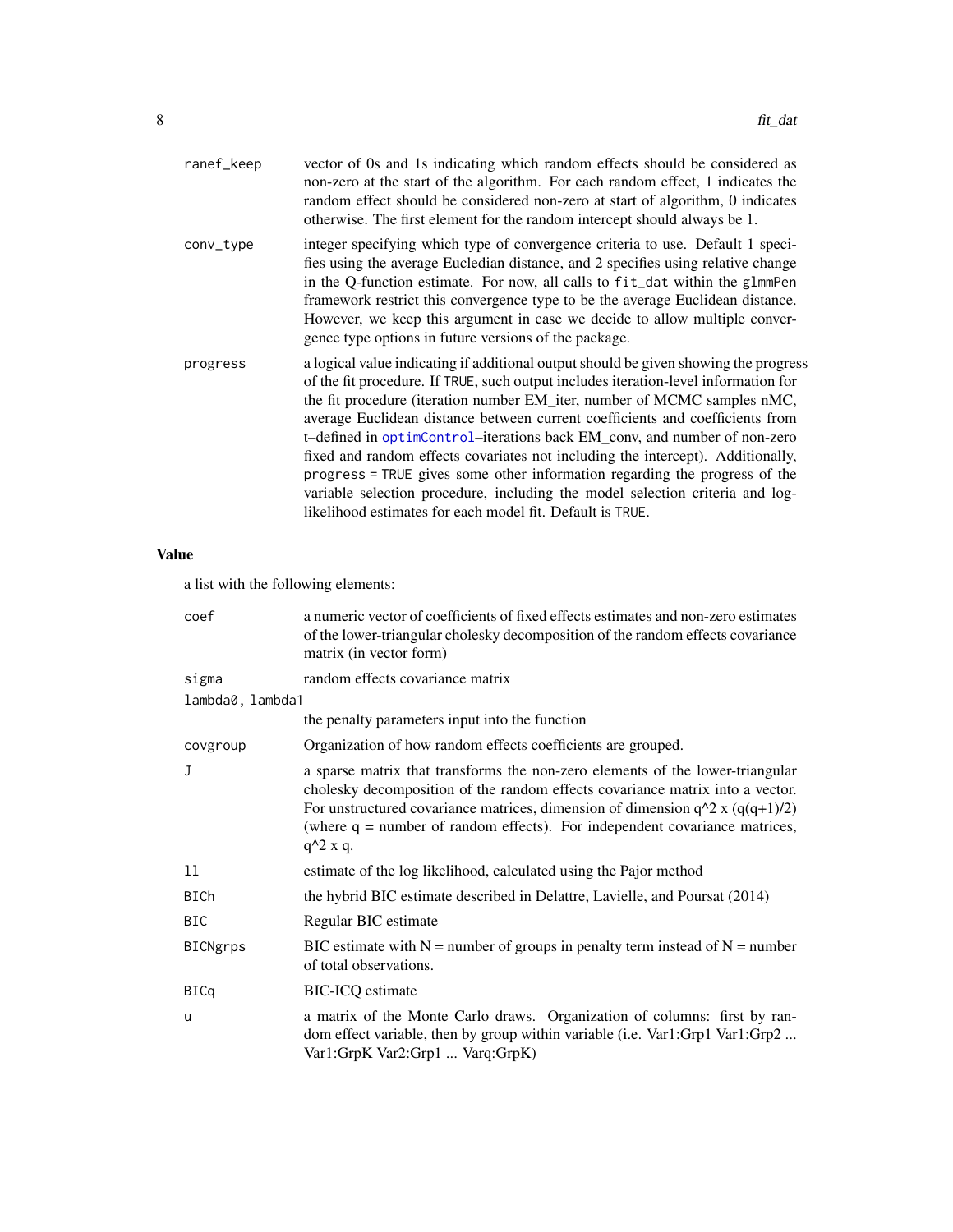ranef_keep
: vector of 0s and 1s indicating which random effects should be considered as non-zero at the start of the algorithm. For each random effect, 1 indicates the random effect should be considered non-zero at start of algorithm, 0 indicates otherwise. The first element for the random intercept should always be 1.

conv_type
: integer specifying which type of convergence criteria to use. Default 1 specifies using the average Eucledian distance, and 2 specifies using relative change in the Q-function estimate. For now, all calls to `fit_dat` within the `glmmPen` framework restrict this convergence type to be the average Euclidean distance. However, we keep this argument in case we decide to allow multiple convergence type options in future versions of the package.

progress
: a logical value indicating if additional output should be given showing the progress of the fit procedure. If `TRUE`, such output includes iteration-level information for the fit procedure (iteration number EM_iter, number of MCMC samples nMC, average Euclidean distance between current coefficients and coefficients from t–defined in `optimControl`–iterations back EM_conv, and number of non-zero fixed and random effects covariates not including the intercept). Additionally, `progress = TRUE` gives some other information regarding the progress of the variable selection procedure, including the model selection criteria and log-likelihood estimates for each model fit. Default is `TRUE`.

## Value

a list with the following elements:

coef
: a numeric vector of coefficients of fixed effects estimates and non-zero estimates of the lower-triangular cholesky decomposition of the random effects covariance matrix (in vector form)

sigma
: random effects covariance matrix

lambda0, lambda1
: the penalty parameters input into the function

covgroup
: Organization of how random effects coefficients are grouped.

J
: a sparse matrix that transforms the non-zero elements of the lower-triangular cholesky decomposition of the random effects covariance matrix into a vector. For unstructured covariance matrices, dimension of $q^2 \times (q(q+1)/2)$ (where q = number of random effects). For independent covariance matrices, $q^2 \times q$.

ll
: estimate of the log likelihood, calculated using the Pajor method

BICh
: the hybrid BIC estimate described in Delattre, Lavielle, and Poursat (2014)

BIC
: Regular BIC estimate

BICNgrps
: BIC estimate with N = number of groups in penalty term instead of N = number of total observations.

BICq
: BIC-ICQ estimate

u
: a matrix of the Monte Carlo draws. Organization of columns: first by random effect variable, then by group within variable (i.e. Var1:Grp1 Var1:Grp2 ... Var1:GrpK Var2:Grp1 ... Varq:GrpK)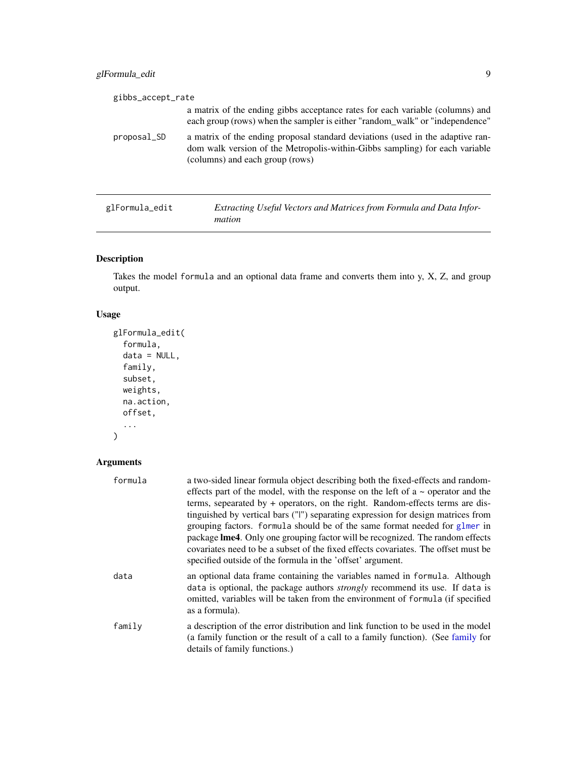gibbs_accept_rate
: a matrix of the ending gibbs acceptance rates for each variable (columns) and each group (rows) when the sampler is either "random_walk" or "independence"

proposal_SD
: a matrix of the ending proposal standard deviations (used in the adaptive random walk version of the Metropolis-within-Gibbs sampling) for each variable (columns) and each group (rows)

---

## glFormula_edit — *Extracting Useful Vectors and Matrices from Formula and Data Information*

### Description

Takes the model `formula` and an optional data frame and converts them into y, X, Z, and group output.

### Usage

```
glFormula_edit(
  formula,
  data = NULL,
  family,
  subset,
  weights,
  na.action,
  offset,
  ...
)
```

### Arguments

`formula`
: a two-sided linear formula object describing both the fixed-effects and random-effects part of the model, with the response on the left of a ~ operator and the terms, sepearated by + operators, on the right. Random-effects terms are distinguished by vertical bars ("|") separating expression for design matrices from grouping factors. `formula` should be of the same format needed for `glmer` in package **lme4**. Only one grouping factor will be recognized. The random effects covariates need to be a subset of the fixed effects covariates. The offset must be specified outside of the formula in the 'offset' argument.

`data`
: an optional data frame containing the variables named in `formula`. Although `data` is optional, the package authors *strongly* recommend its use. If `data` is omitted, variables will be taken from the environment of `formula` (if specified as a formula).

`family`
: a description of the error distribution and link function to be used in the model (a family function or the result of a call to a family function). (See family for details of family functions.)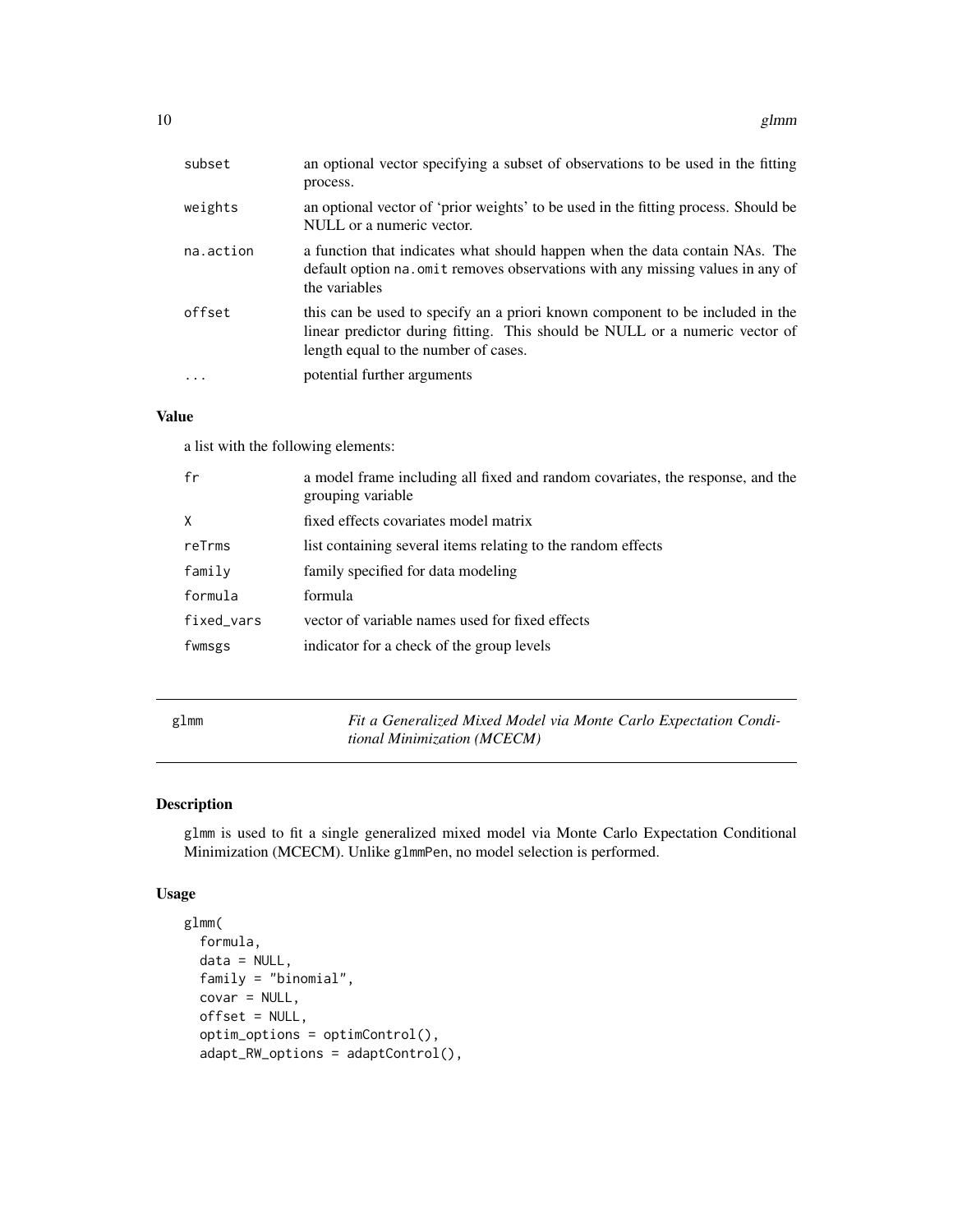| | |
|---|---|
| subset | an optional vector specifying a subset of observations to be used in the fitting process. |
| weights | an optional vector of 'prior weights' to be used in the fitting process. Should be NULL or a numeric vector. |
| na.action | a function that indicates what should happen when the data contain NAs. The default option na.omit removes observations with any missing values in any of the variables |
| offset | this can be used to specify an a priori known component to be included in the linear predictor during fitting. This should be NULL or a numeric vector of length equal to the number of cases. |
| ... | potential further arguments |

### Value

a list with the following elements:

| | |
|---|---|
| fr | a model frame including all fixed and random covariates, the response, and the grouping variable |
| X | fixed effects covariates model matrix |
| reTrms | list containing several items relating to the random effects |
| family | family specified for data modeling |
| formula | formula |
| fixed_vars | vector of variable names used for fixed effects |
| fwmsgs | indicator for a check of the group levels |

## glmm — *Fit a Generalized Mixed Model via Monte Carlo Expectation Conditional Minimization (MCECM)*

### Description

glmm is used to fit a single generalized mixed model via Monte Carlo Expectation Conditional Minimization (MCECM). Unlike glmmPen, no model selection is performed.

### Usage

```
glmm(
  formula,
  data = NULL,
  family = "binomial",
  covar = NULL,
  offset = NULL,
  optim_options = optimControl(),
  adapt_RW_options = adaptControl(),
```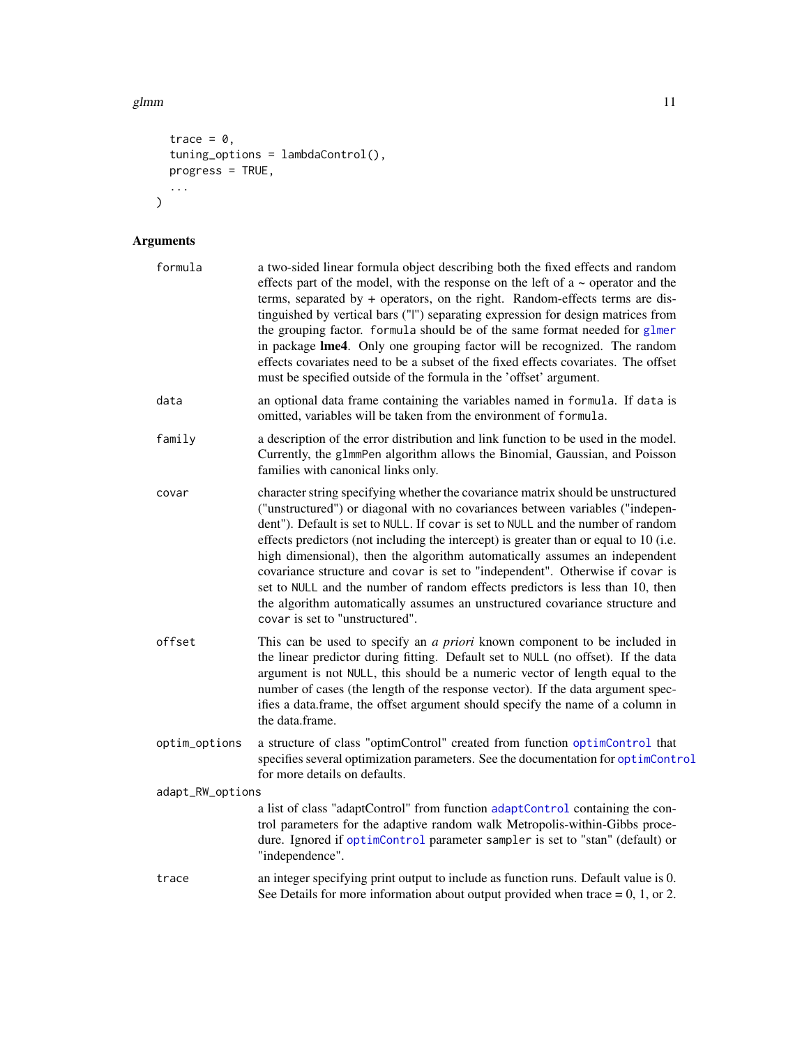```
  trace = 0,
  tuning_options = lambdaControl(),
  progress = TRUE,
  ...
)
```

## Arguments

**formula** a two-sided linear formula object describing both the fixed effects and random effects part of the model, with the response on the left of a ~ operator and the terms, separated by + operators, on the right. Random-effects terms are distinguished by vertical bars ("|") separating expression for design matrices from the grouping factor. `formula` should be of the same format needed for `glmer` in package **lme4**. Only one grouping factor will be recognized. The random effects covariates need to be a subset of the fixed effects covariates. The offset must be specified outside of the formula in the 'offset' argument.

**data** an optional data frame containing the variables named in `formula`. If `data` is omitted, variables will be taken from the environment of `formula`.

**family** a description of the error distribution and link function to be used in the model. Currently, the `glmmPen` algorithm allows the Binomial, Gaussian, and Poisson families with canonical links only.

**covar** character string specifying whether the covariance matrix should be unstructured ("unstructured") or diagonal with no covariances between variables ("independent"). Default is set to `NULL`. If `covar` is set to `NULL` and the number of random effects predictors (not including the intercept) is greater than or equal to 10 (i.e. high dimensional), then the algorithm automatically assumes an independent covariance structure and `covar` is set to "independent". Otherwise if `covar` is set to `NULL` and the number of random effects predictors is less than 10, then the algorithm automatically assumes an unstructured covariance structure and `covar` is set to "unstructured".

**offset** This can be used to specify an *a priori* known component to be included in the linear predictor during fitting. Default set to `NULL` (no offset). If the data argument is not `NULL`, this should be a numeric vector of length equal to the number of cases (the length of the response vector). If the data argument specifies a data.frame, the offset argument should specify the name of a column in the data.frame.

**optim_options** a structure of class "optimControl" created from function `optimControl` that specifies several optimization parameters. See the documentation for `optimControl` for more details on defaults.

**adapt_RW_options** a list of class "adaptControl" from function `adaptControl` containing the control parameters for the adaptive random walk Metropolis-within-Gibbs procedure. Ignored if `optimControl` parameter `sampler` is set to "stan" (default) or "independence".

**trace** an integer specifying print output to include as function runs. Default value is 0. See Details for more information about output provided when trace = 0, 1, or 2.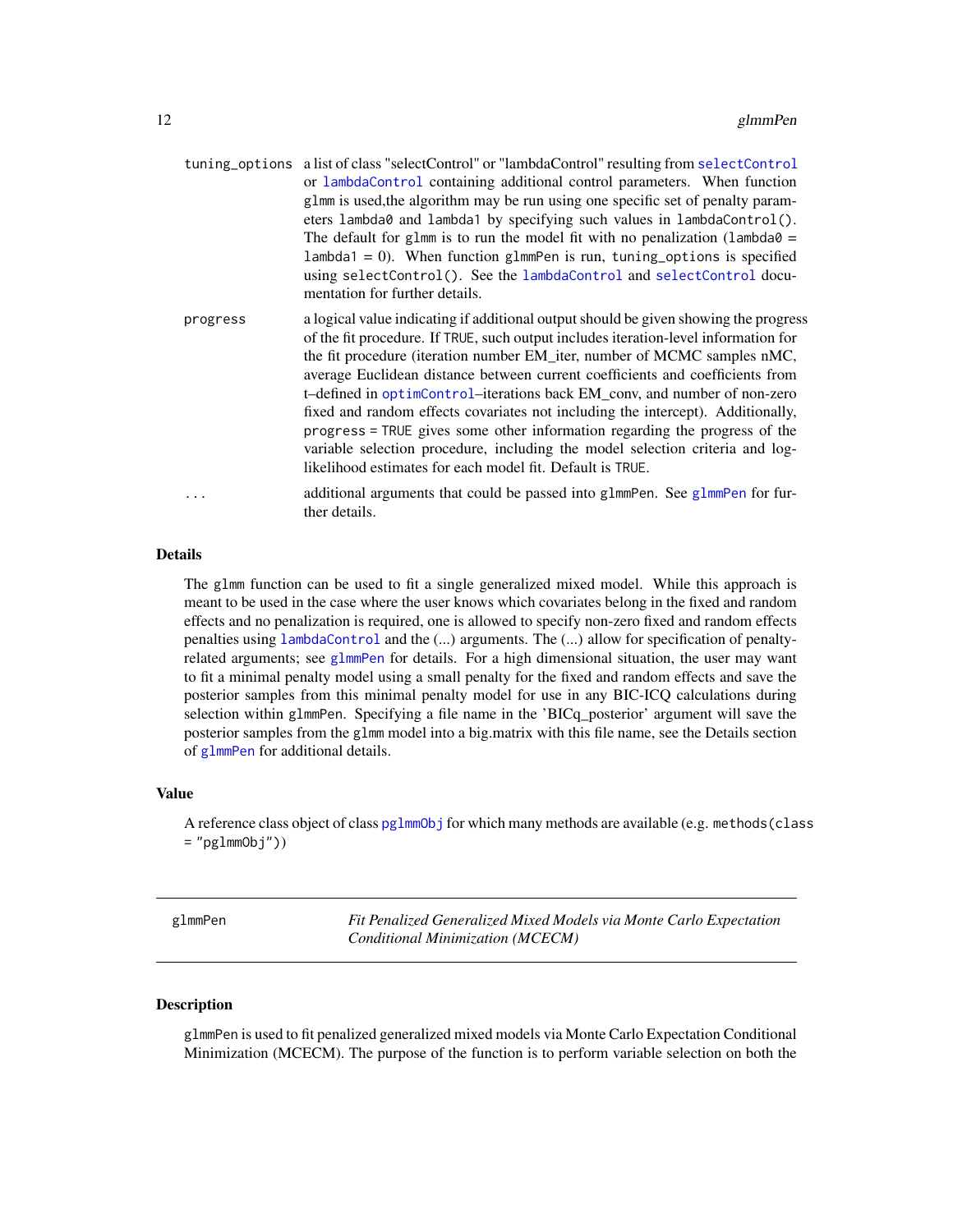| | |
|---|---|
| tuning_options | a list of class "selectControl" or "lambdaControl" resulting from selectControl or lambdaControl containing additional control parameters. When function glmm is used,the algorithm may be run using one specific set of penalty parameters lambda0 and lambda1 by specifying such values in lambdaControl(). The default for glmm is to run the model fit with no penalization (lambda0 = lambda1 = 0). When function glmmPen is run, tuning_options is specified using selectControl(). See the lambdaControl and selectControl documentation for further details. |
| progress | a logical value indicating if additional output should be given showing the progress of the fit procedure. If TRUE, such output includes iteration-level information for the fit procedure (iteration number EM_iter, number of MCMC samples nMC, average Euclidean distance between current coefficients and coefficients from t–defined in optimControl–iterations back EM_conv, and number of non-zero fixed and random effects covariates not including the intercept). Additionally, progress = TRUE gives some other information regarding the progress of the variable selection procedure, including the model selection criteria and log-likelihood estimates for each model fit. Default is TRUE. |
| ... | additional arguments that could be passed into glmmPen. See glmmPen for further details. |

## Details

The glmm function can be used to fit a single generalized mixed model. While this approach is meant to be used in the case where the user knows which covariates belong in the fixed and random effects and no penalization is required, one is allowed to specify non-zero fixed and random effects penalties using lambdaControl and the (...) arguments. The (...) allow for specification of penalty-related arguments; see glmmPen for details. For a high dimensional situation, the user may want to fit a minimal penalty model using a small penalty for the fixed and random effects and save the posterior samples from this minimal penalty model for use in any BIC-ICQ calculations during selection within glmmPen. Specifying a file name in the 'BICq_posterior' argument will save the posterior samples from the glmm model into a big.matrix with this file name, see the Details section of glmmPen for additional details.

## Value

A reference class object of class pglmmObj for which many methods are available (e.g. methods(class = "pglmmObj"))

---

# glmmPen — *Fit Penalized Generalized Mixed Models via Monte Carlo Expectation Conditional Minimization (MCECM)*

## Description

glmmPen is used to fit penalized generalized mixed models via Monte Carlo Expectation Conditional Minimization (MCECM). The purpose of the function is to perform variable selection on both the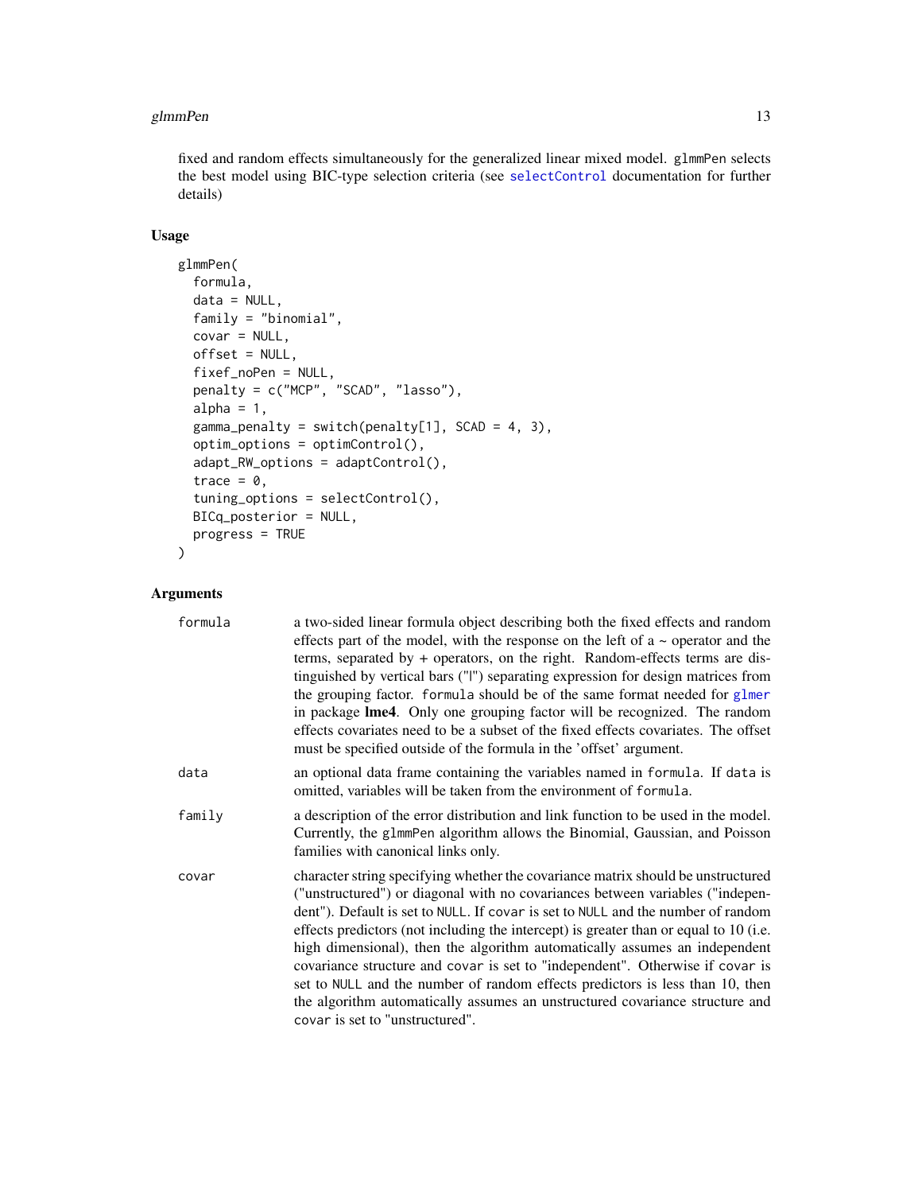fixed and random effects simultaneously for the generalized linear mixed model. glmmPen selects the best model using BIC-type selection criteria (see selectControl documentation for further details)

### Usage

```
glmmPen(
  formula,
  data = NULL,
  family = "binomial",
  covar = NULL,
  offset = NULL,
  fixef_noPen = NULL,
  penalty = c("MCP", "SCAD", "lasso"),
  alpha = 1,
  gamma_penalty = switch(penalty[1], SCAD = 4, 3),
  optim_options = optimControl(),
  adapt_RW_options = adaptControl(),
  trace = 0,
  tuning_options = selectControl(),
  BICq_posterior = NULL,
  progress = TRUE
)
```

### Arguments

| | |
|---|---|
| formula | a two-sided linear formula object describing both the fixed effects and random effects part of the model, with the response on the left of a ~ operator and the terms, separated by + operators, on the right. Random-effects terms are distinguished by vertical bars ("\|") separating expression for design matrices from the grouping factor. formula should be of the same format needed for glmer in package **lme4**. Only one grouping factor will be recognized. The random effects covariates need to be a subset of the fixed effects covariates. The offset must be specified outside of the formula in the 'offset' argument. |
| data | an optional data frame containing the variables named in formula. If data is omitted, variables will be taken from the environment of formula. |
| family | a description of the error distribution and link function to be used in the model. Currently, the glmmPen algorithm allows the Binomial, Gaussian, and Poisson families with canonical links only. |
| covar | character string specifying whether the covariance matrix should be unstructured ("unstructured") or diagonal with no covariances between variables ("independent"). Default is set to NULL. If covar is set to NULL and the number of random effects predictors (not including the intercept) is greater than or equal to 10 (i.e. high dimensional), then the algorithm automatically assumes an independent covariance structure and covar is set to "independent". Otherwise if covar is set to NULL and the number of random effects predictors is less than 10, then the algorithm automatically assumes an unstructured covariance structure and covar is set to "unstructured". |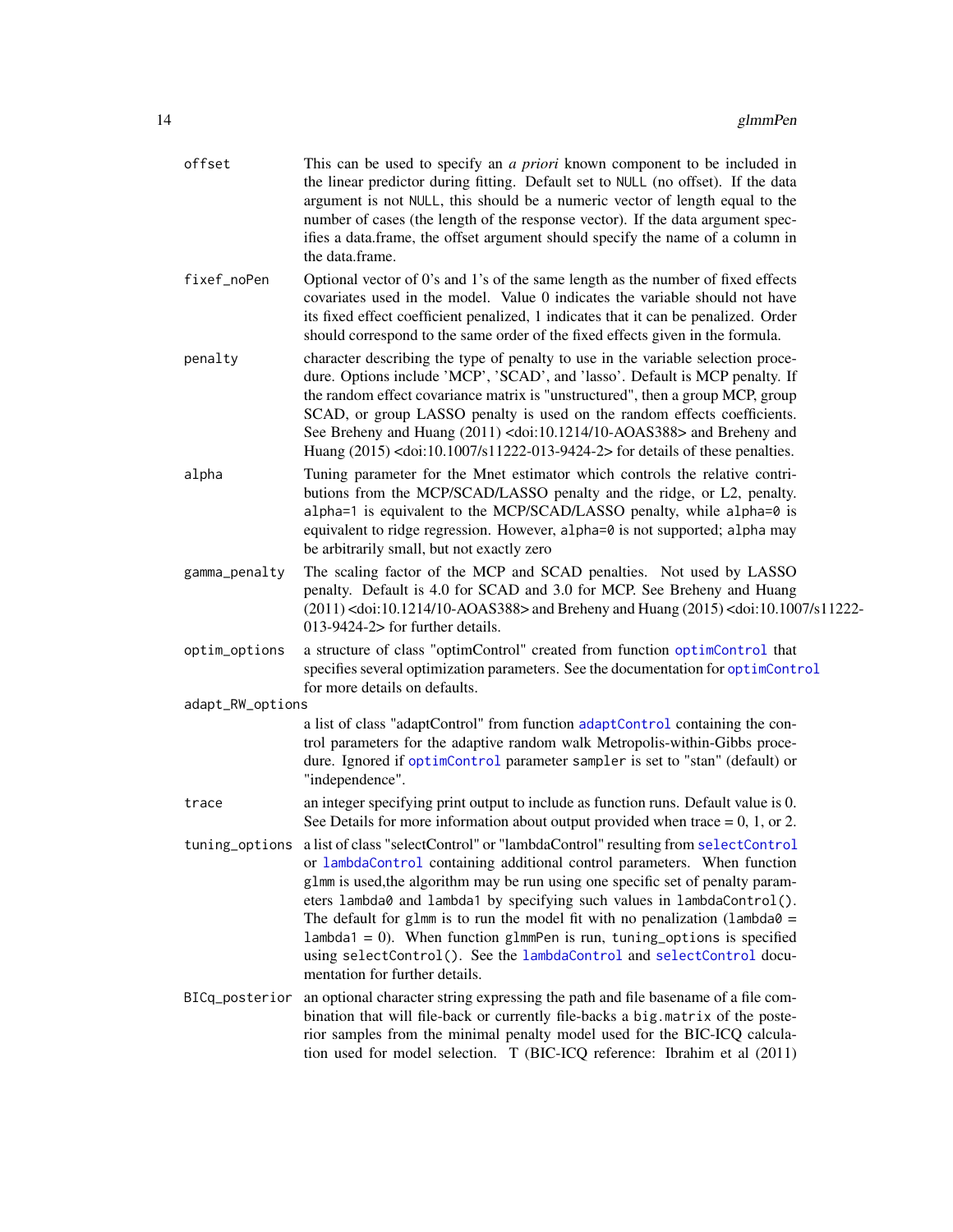`offset` This can be used to specify an *a priori* known component to be included in the linear predictor during fitting. Default set to `NULL` (no offset). If the data argument is not `NULL`, this should be a numeric vector of length equal to the number of cases (the length of the response vector). If the data argument specifies a data.frame, the offset argument should specify the name of a column in the data.frame.

`fixef_noPen` Optional vector of 0's and 1's of the same length as the number of fixed effects covariates used in the model. Value 0 indicates the variable should not have its fixed effect coefficient penalized, 1 indicates that it can be penalized. Order should correspond to the same order of the fixed effects given in the formula.

`penalty` character describing the type of penalty to use in the variable selection procedure. Options include 'MCP', 'SCAD', and 'lasso'. Default is MCP penalty. If the random effect covariance matrix is "unstructured", then a group MCP, group SCAD, or group LASSO penalty is used on the random effects coefficients. See Breheny and Huang (2011) <doi:10.1214/10-AOAS388> and Breheny and Huang (2015) <doi:10.1007/s11222-013-9424-2> for details of these penalties.

`alpha` Tuning parameter for the Mnet estimator which controls the relative contributions from the MCP/SCAD/LASSO penalty and the ridge, or L2, penalty. `alpha=1` is equivalent to the MCP/SCAD/LASSO penalty, while `alpha=0` is equivalent to ridge regression. However, `alpha=0` is not supported; `alpha` may be arbitrarily small, but not exactly zero

`gamma_penalty` The scaling factor of the MCP and SCAD penalties. Not used by LASSO penalty. Default is 4.0 for SCAD and 3.0 for MCP. See Breheny and Huang (2011) <doi:10.1214/10-AOAS388> and Breheny and Huang (2015) <doi:10.1007/s11222-013-9424-2> for further details.

`optim_options` a structure of class "optimControl" created from function `optimControl` that specifies several optimization parameters. See the documentation for `optimControl` for more details on defaults.

`adapt_RW_options` a list of class "adaptControl" from function `adaptControl` containing the control parameters for the adaptive random walk Metropolis-within-Gibbs procedure. Ignored if `optimControl` parameter `sampler` is set to "stan" (default) or "independence".

`trace` an integer specifying print output to include as function runs. Default value is 0. See Details for more information about output provided when trace = 0, 1, or 2.

`tuning_options` a list of class "selectControl" or "lambdaControl" resulting from `selectControl` or `lambdaControl` containing additional control parameters. When function `glmm` is used,the algorithm may be run using one specific set of penalty parameters `lambda0` and `lambda1` by specifying such values in `lambdaControl()`. The default for `glmm` is to run the model fit with no penalization (`lambda0` = `lambda1` = 0). When function `glmmPen` is run, `tuning_options` is specified using `selectControl()`. See the `lambdaControl` and `selectControl` documentation for further details.

`BICq_posterior` an optional character string expressing the path and file basename of a file combination that will file-back or currently file-backs a `big.matrix` of the posterior samples from the minimal penalty model used for the BIC-ICQ calculation used for model selection. T (BIC-ICQ reference: Ibrahim et al (2011)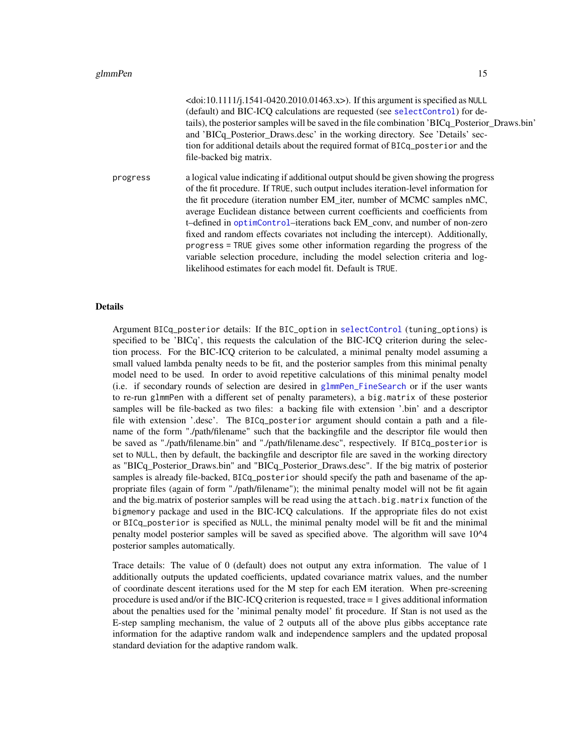<doi:10.1111/j.1541-0420.2010.01463.x>). If this argument is specified as `NULL` (default) and BIC-ICQ calculations are requested (see `selectControl`) for details), the posterior samples will be saved in the file combination 'BICq_Posterior_Draws.bin' and 'BICq_Posterior_Draws.desc' in the working directory. See 'Details' section for additional details about the required format of `BICq_posterior` and the file-backed big matrix.

`progress` a logical value indicating if additional output should be given showing the progress of the fit procedure. If `TRUE`, such output includes iteration-level information for the fit procedure (iteration number EM_iter, number of MCMC samples nMC, average Euclidean distance between current coefficients and coefficients from t–defined in `optimControl`–iterations back EM_conv, and number of non-zero fixed and random effects covariates not including the intercept). Additionally, `progress = TRUE` gives some other information regarding the progress of the variable selection procedure, including the model selection criteria and log-likelihood estimates for each model fit. Default is `TRUE`.

## Details

Argument `BICq_posterior` details: If the `BIC_option` in `selectControl` (`tuning_options`) is specified to be 'BICq', this requests the calculation of the BIC-ICQ criterion during the selection process. For the BIC-ICQ criterion to be calculated, a minimal penalty model assuming a small valued lambda penalty needs to be fit, and the posterior samples from this minimal penalty model need to be used. In order to avoid repetitive calculations of this minimal penalty model (i.e. if secondary rounds of selection are desired in `glmmPen_FineSearch` or if the user wants to re-run `glmmPen` with a different set of penalty parameters), a `big.matrix` of these posterior samples will be file-backed as two files: a backing file with extension '.bin' and a descriptor file with extension '.desc'. The `BICq_posterior` argument should contain a path and a filename of the form "./path/filename" such that the backingfile and the descriptor file would then be saved as "./path/filename.bin" and "./path/filename.desc", respectively. If `BICq_posterior` is set to `NULL`, then by default, the backingfile and descriptor file are saved in the working directory as "BICq_Posterior_Draws.bin" and "BICq_Posterior_Draws.desc". If the big matrix of posterior samples is already file-backed, `BICq_posterior` should specify the path and basename of the appropriate files (again of form "./path/filename"); the minimal penalty model will not be fit again and the big.matrix of posterior samples will be read using the `attach.big.matrix` function of the `bigmemory` package and used in the BIC-ICQ calculations. If the appropriate files do not exist or `BICq_posterior` is specified as `NULL`, the minimal penalty model will be fit and the minimal penalty model posterior samples will be saved as specified above. The algorithm will save 10^4 posterior samples automatically.

Trace details: The value of 0 (default) does not output any extra information. The value of 1 additionally outputs the updated coefficients, updated covariance matrix values, and the number of coordinate descent iterations used for the M step for each EM iteration. When pre-screening procedure is used and/or if the BIC-ICQ criterion is requested, trace = 1 gives additional information about the penalties used for the 'minimal penalty model' fit procedure. If Stan is not used as the E-step sampling mechanism, the value of 2 outputs all of the above plus gibbs acceptance rate information for the adaptive random walk and independence samplers and the updated proposal standard deviation for the adaptive random walk.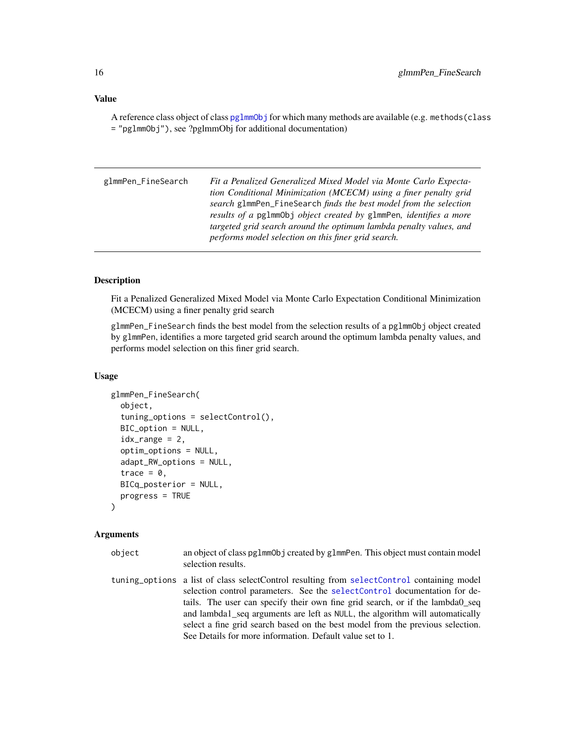### Value

A reference class object of class pglmmObj for which many methods are available (e.g. `methods(class = "pglmmObj")`, see ?pglmmObj for additional documentation)

---

`glmmPen_FineSearch` *Fit a Penalized Generalized Mixed Model via Monte Carlo Expectation Conditional Minimization (MCECM) using a finer penalty grid search* `glmmPen_FineSearch` *finds the best model from the selection results of a* `pglmmObj` *object created by* `glmmPen`*, identifies a more targeted grid search around the optimum lambda penalty values, and performs model selection on this finer grid search.*

---

### Description

Fit a Penalized Generalized Mixed Model via Monte Carlo Expectation Conditional Minimization (MCECM) using a finer penalty grid search

`glmmPen_FineSearch` finds the best model from the selection results of a `pglmmObj` object created by `glmmPen`, identifies a more targeted grid search around the optimum lambda penalty values, and performs model selection on this finer grid search.

### Usage

```
glmmPen_FineSearch(
  object,
  tuning_options = selectControl(),
  BIC_option = NULL,
  idx_range = 2,
  optim_options = NULL,
  adapt_RW_options = NULL,
  trace = 0,
  BICq_posterior = NULL,
  progress = TRUE
)
```

### Arguments

`object` — an object of class `pglmmObj` created by `glmmPen`. This object must contain model selection results.

`tuning_options` — a list of class selectControl resulting from `selectControl` containing model selection control parameters. See the `selectControl` documentation for details. The user can specify their own fine grid search, or if the lambda0_seq and lambda1_seq arguments are left as `NULL`, the algorithm will automatically select a fine grid search based on the best model from the previous selection. See Details for more information. Default value set to 1.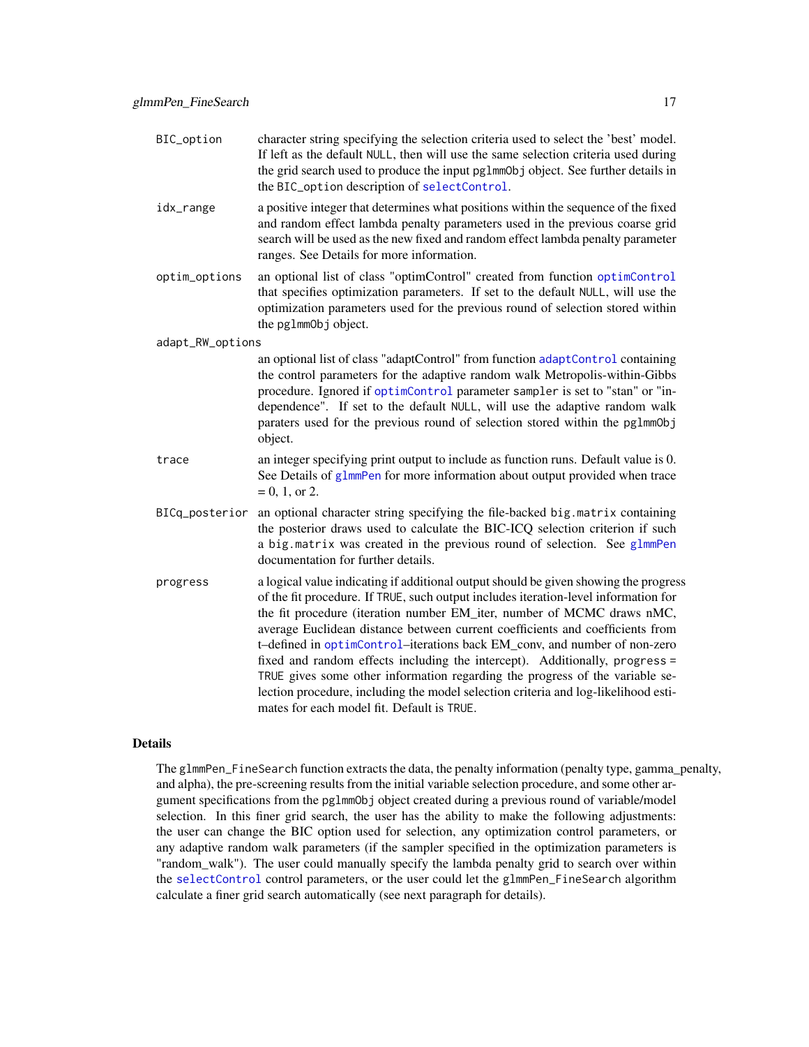`BIC_option` character string specifying the selection criteria used to select the 'best' model. If left as the default `NULL`, then will use the same selection criteria used during the grid search used to produce the input `pglmmObj` object. See further details in the `BIC_option` description of `selectControl`.

`idx_range` a positive integer that determines what positions within the sequence of the fixed and random effect lambda penalty parameters used in the previous coarse grid search will be used as the new fixed and random effect lambda penalty parameter ranges. See Details for more information.

`optim_options` an optional list of class "optimControl" created from function `optimControl` that specifies optimization parameters. If set to the default `NULL`, will use the optimization parameters used for the previous round of selection stored within the `pglmmObj` object.

`adapt_RW_options` an optional list of class "adaptControl" from function `adaptControl` containing the control parameters for the adaptive random walk Metropolis-within-Gibbs procedure. Ignored if `optimControl` parameter `sampler` is set to "stan" or "independence". If set to the default `NULL`, will use the adaptive random walk paraters used for the previous round of selection stored within the `pglmmObj` object.

`trace` an integer specifying print output to include as function runs. Default value is 0. See Details of `glmmPen` for more information about output provided when trace = 0, 1, or 2.

`BICq_posterior` an optional character string specifying the file-backed `big.matrix` containing the posterior draws used to calculate the BIC-ICQ selection criterion if such a `big.matrix` was created in the previous round of selection. See `glmmPen` documentation for further details.

`progress` a logical value indicating if additional output should be given showing the progress of the fit procedure. If `TRUE`, such output includes iteration-level information for the fit procedure (iteration number EM_iter, number of MCMC draws nMC, average Euclidean distance between current coefficients and coefficients from t–defined in `optimControl`–iterations back EM_conv, and number of non-zero fixed and random effects including the intercept). Additionally, `progress = TRUE` gives some other information regarding the progress of the variable selection procedure, including the model selection criteria and log-likelihood estimates for each model fit. Default is `TRUE`.

## Details

The `glmmPen_FineSearch` function extracts the data, the penalty information (penalty type, gamma_penalty, and alpha), the pre-screening results from the initial variable selection procedure, and some other argument specifications from the `pglmmObj` object created during a previous round of variable/model selection. In this finer grid search, the user has the ability to make the following adjustments: the user can change the BIC option used for selection, any optimization control parameters, or any adaptive random walk parameters (if the sampler specified in the optimization parameters is "random_walk"). The user could manually specify the lambda penalty grid to search over within the `selectControl` control parameters, or the user could let the `glmmPen_FineSearch` algorithm calculate a finer grid search automatically (see next paragraph for details).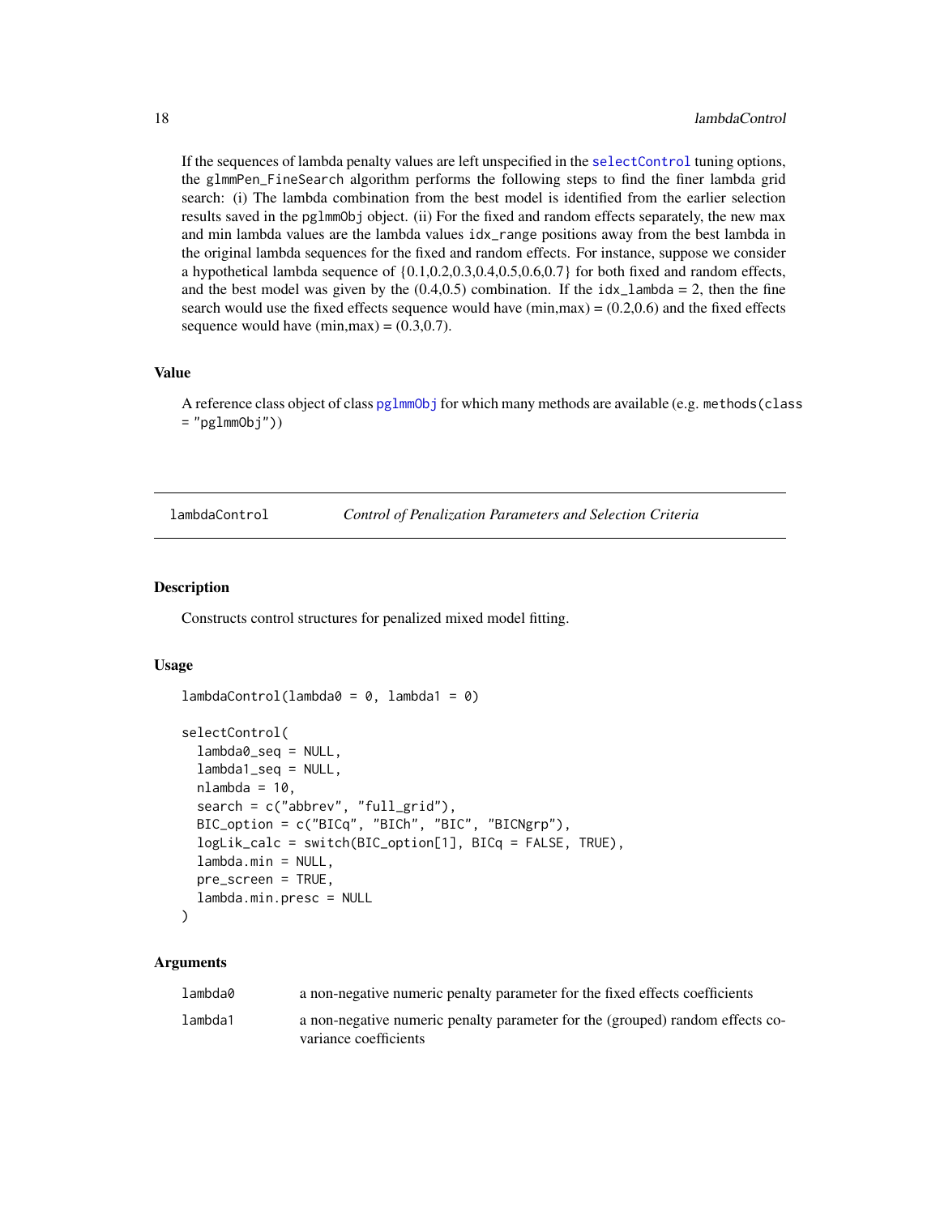If the sequences of lambda penalty values are left unspecified in the selectControl tuning options, the glmmPen_FineSearch algorithm performs the following steps to find the finer lambda grid search: (i) The lambda combination from the best model is identified from the earlier selection results saved in the pglmmObj object. (ii) For the fixed and random effects separately, the new max and min lambda values are the lambda values idx_range positions away from the best lambda in the original lambda sequences for the fixed and random effects. For instance, suppose we consider a hypothetical lambda sequence of {0.1,0.2,0.3,0.4,0.5,0.6,0.7} for both fixed and random effects, and the best model was given by the (0.4,0.5) combination. If the idx_lambda = 2, then the fine search would use the fixed effects sequence would have (min,max) = (0.2,0.6) and the fixed effects sequence would have (min,max) = (0.3,0.7).

### Value

A reference class object of class pglmmObj for which many methods are available (e.g. methods(class = "pglmmObj"))

---

## lambdaControl — *Control of Penalization Parameters and Selection Criteria*

### Description

Constructs control structures for penalized mixed model fitting.

### Usage

```
lambdaControl(lambda0 = 0, lambda1 = 0)

selectControl(
  lambda0_seq = NULL,
  lambda1_seq = NULL,
  nlambda = 10,
  search = c("abbrev", "full_grid"),
  BIC_option = c("BICq", "BICh", "BIC", "BICNgrp"),
  logLik_calc = switch(BIC_option[1], BICq = FALSE, TRUE),
  lambda.min = NULL,
  pre_screen = TRUE,
  lambda.min.presc = NULL
)
```

### Arguments

| | |
|---|---|
| lambda0 | a non-negative numeric penalty parameter for the fixed effects coefficients |
| lambda1 | a non-negative numeric penalty parameter for the (grouped) random effects covariance coefficients |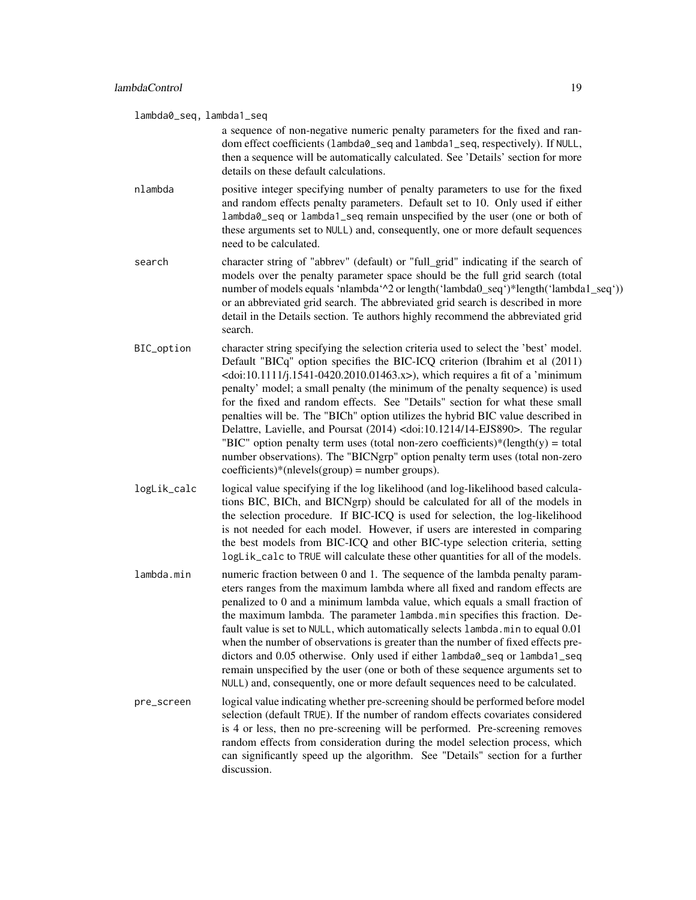`lambda0_seq, lambda1_seq`
: a sequence of non-negative numeric penalty parameters for the fixed and random effect coefficients (`lambda0_seq` and `lambda1_seq`, respectively). If `NULL`, then a sequence will be automatically calculated. See 'Details' section for more details on these default calculations.

`nlambda`
: positive integer specifying number of penalty parameters to use for the fixed and random effects penalty parameters. Default set to 10. Only used if either `lambda0_seq` or `lambda1_seq` remain unspecified by the user (one or both of these arguments set to `NULL`) and, consequently, one or more default sequences need to be calculated.

`search`
: character string of "abbrev" (default) or "full_grid" indicating if the search of models over the penalty parameter space should be the full grid search (total number of models equals 'nlambda'^2 or length('lambda0_seq')*length('lambda1_seq')) or an abbreviated grid search. The abbreviated grid search is described in more detail in the Details section. Te authors highly recommend the abbreviated grid search.

`BIC_option`
: character string specifying the selection criteria used to select the 'best' model. Default "BICq" option specifies the BIC-ICQ criterion (Ibrahim et al (2011) <doi:10.1111/j.1541-0420.2010.01463.x>), which requires a fit of a 'minimum penalty' model; a small penalty (the minimum of the penalty sequence) is used for the fixed and random effects. See "Details" section for what these small penalties will be. The "BICh" option utilizes the hybrid BIC value described in Delattre, Lavielle, and Poursat (2014) <doi:10.1214/14-EJS890>. The regular "BIC" option penalty term uses (total non-zero coefficients)*(length(y) = total number observations). The "BICNgrp" option penalty term uses (total non-zero coefficients)*(nlevels(group) = number groups).

`logLik_calc`
: logical value specifying if the log likelihood (and log-likelihood based calculations BIC, BICh, and BICNgrp) should be calculated for all of the models in the selection procedure. If BIC-ICQ is used for selection, the log-likelihood is not needed for each model. However, if users are interested in comparing the best models from BIC-ICQ and other BIC-type selection criteria, setting `logLik_calc` to `TRUE` will calculate these other quantities for all of the models.

`lambda.min`
: numeric fraction between 0 and 1. The sequence of the lambda penalty parameters ranges from the maximum lambda where all fixed and random effects are penalized to 0 and a minimum lambda value, which equals a small fraction of the maximum lambda. The parameter `lambda.min` specifies this fraction. Default value is set to `NULL`, which automatically selects `lambda.min` to equal 0.01 when the number of observations is greater than the number of fixed effects predictors and 0.05 otherwise. Only used if either `lambda0_seq` or `lambda1_seq` remain unspecified by the user (one or both of these sequence arguments set to `NULL`) and, consequently, one or more default sequences need to be calculated.

`pre_screen`
: logical value indicating whether pre-screening should be performed before model selection (default `TRUE`). If the number of random effects covariates considered is 4 or less, then no pre-screening will be performed. Pre-screening removes random effects from consideration during the model selection process, which can significantly speed up the algorithm. See "Details" section for a further discussion.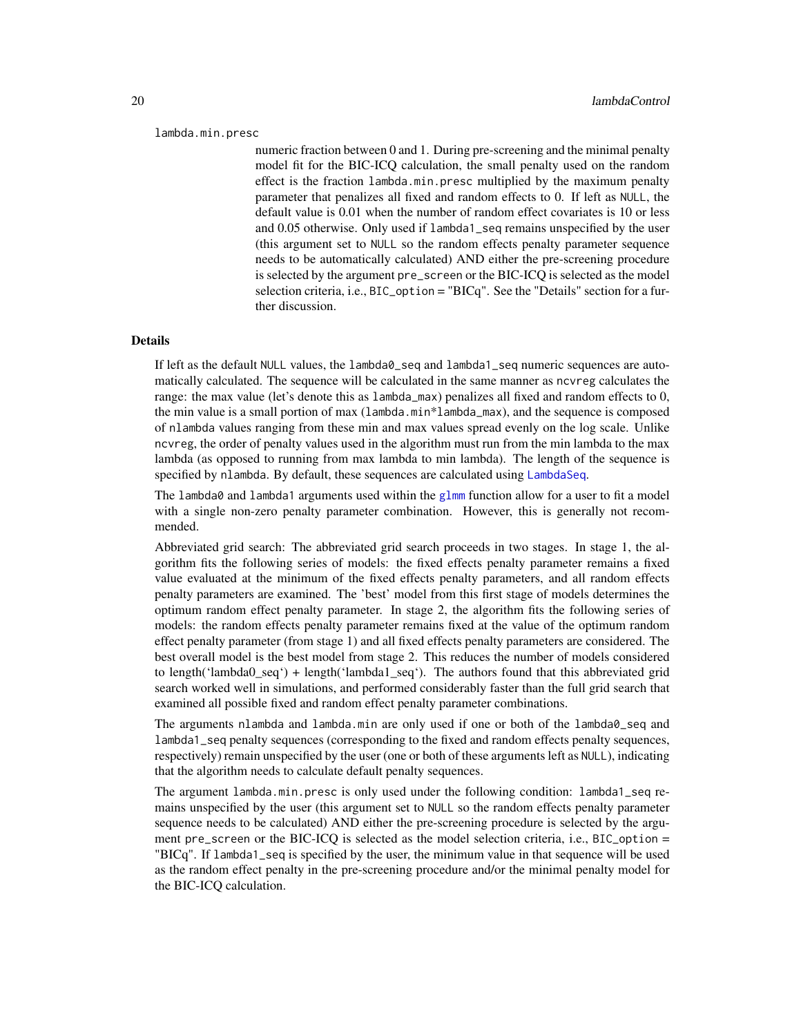lambda.min.presc

numeric fraction between 0 and 1. During pre-screening and the minimal penalty model fit for the BIC-ICQ calculation, the small penalty used on the random effect is the fraction `lambda.min.presc` multiplied by the maximum penalty parameter that penalizes all fixed and random effects to 0. If left as `NULL`, the default value is 0.01 when the number of random effect covariates is 10 or less and 0.05 otherwise. Only used if `lambda1_seq` remains unspecified by the user (this argument set to `NULL` so the random effects penalty parameter sequence needs to be automatically calculated) AND either the pre-screening procedure is selected by the argument `pre_screen` or the BIC-ICQ is selected as the model selection criteria, i.e., `BIC_option` = "BICq". See the "Details" section for a further discussion.

## Details

If left as the default `NULL` values, the `lambda0_seq` and `lambda1_seq` numeric sequences are automatically calculated. The sequence will be calculated in the same manner as `ncvreg` calculates the range: the max value (let's denote this as `lambda_max`) penalizes all fixed and random effects to 0, the min value is a small portion of max (`lambda.min*lambda_max`), and the sequence is composed of `nlambda` values ranging from these min and max values spread evenly on the log scale. Unlike `ncvreg`, the order of penalty values used in the algorithm must run from the min lambda to the max lambda (as opposed to running from max lambda to min lambda). The length of the sequence is specified by `nlambda`. By default, these sequences are calculated using `LambdaSeq`.

The `lambda0` and `lambda1` arguments used within the `glmm` function allow for a user to fit a model with a single non-zero penalty parameter combination. However, this is generally not recommended.

Abbreviated grid search: The abbreviated grid search proceeds in two stages. In stage 1, the algorithm fits the following series of models: the fixed effects penalty parameter remains a fixed value evaluated at the minimum of the fixed effects penalty parameters, and all random effects penalty parameters are examined. The 'best' model from this first stage of models determines the optimum random effect penalty parameter. In stage 2, the algorithm fits the following series of models: the random effects penalty parameter remains fixed at the value of the optimum random effect penalty parameter (from stage 1) and all fixed effects penalty parameters are considered. The best overall model is the best model from stage 2. This reduces the number of models considered to length('lambda0_seq') + length('lambda1_seq'). The authors found that this abbreviated grid search worked well in simulations, and performed considerably faster than the full grid search that examined all possible fixed and random effect penalty parameter combinations.

The arguments `nlambda` and `lambda.min` are only used if one or both of the `lambda0_seq` and `lambda1_seq` penalty sequences (corresponding to the fixed and random effects penalty sequences, respectively) remain unspecified by the user (one or both of these arguments left as `NULL`), indicating that the algorithm needs to calculate default penalty sequences.

The argument `lambda.min.presc` is only used under the following condition: `lambda1_seq` remains unspecified by the user (this argument set to `NULL` so the random effects penalty parameter sequence needs to be calculated) AND either the pre-screening procedure is selected by the argument `pre_screen` or the BIC-ICQ is selected as the model selection criteria, i.e., `BIC_option` = "BICq". If `lambda1_seq` is specified by the user, the minimum value in that sequence will be used as the random effect penalty in the pre-screening procedure and/or the minimal penalty model for the BIC-ICQ calculation.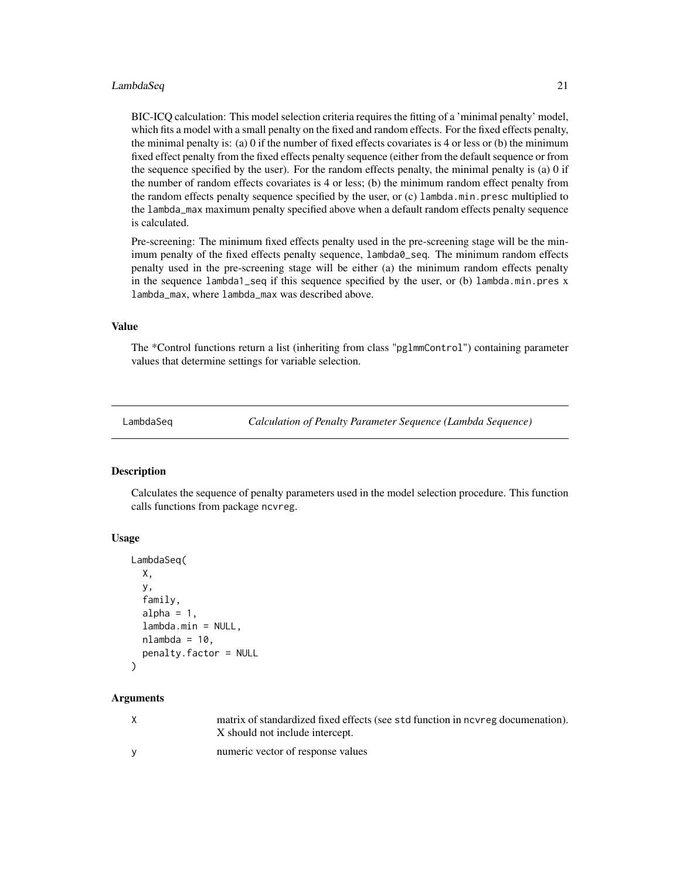BIC-ICQ calculation: This model selection criteria requires the fitting of a 'minimal penalty' model, which fits a model with a small penalty on the fixed and random effects. For the fixed effects penalty, the minimal penalty is: (a) 0 if the number of fixed effects covariates is 4 or less or (b) the minimum fixed effect penalty from the fixed effects penalty sequence (either from the default sequence or from the sequence specified by the user). For the random effects penalty, the minimal penalty is (a) 0 if the number of random effects covariates is 4 or less; (b) the minimum random effect penalty from the random effects penalty sequence specified by the user, or (c) `lambda.min.presc` multiplied to the `lambda_max` maximum penalty specified above when a default random effects penalty sequence is calculated.

Pre-screening: The minimum fixed effects penalty used in the pre-screening stage will be the minimum penalty of the fixed effects penalty sequence, `lambda0_seq`. The minimum random effects penalty used in the pre-screening stage will be either (a) the minimum random effects penalty in the sequence `lambda1_seq` if this sequence specified by the user, or (b) `lambda.min.pres` x `lambda_max`, where `lambda_max` was described above.

### Value

The *Control functions return a list (inheriting from class "`pglmmControl`") containing parameter values that determine settings for variable selection.

---

## LambdaSeq — *Calculation of Penalty Parameter Sequence (Lambda Sequence)*

---

### Description

Calculates the sequence of penalty parameters used in the model selection procedure. This function calls functions from package `ncvreg`.

### Usage

```
LambdaSeq(
  X,
  y,
  family,
  alpha = 1,
  lambda.min = NULL,
  nlambda = 10,
  penalty.factor = NULL
)
```

### Arguments

| | |
|---|---|
| `X` | matrix of standardized fixed effects (see `std` function in `ncvreg` documenation). X should not include intercept. |
| `y` | numeric vector of response values |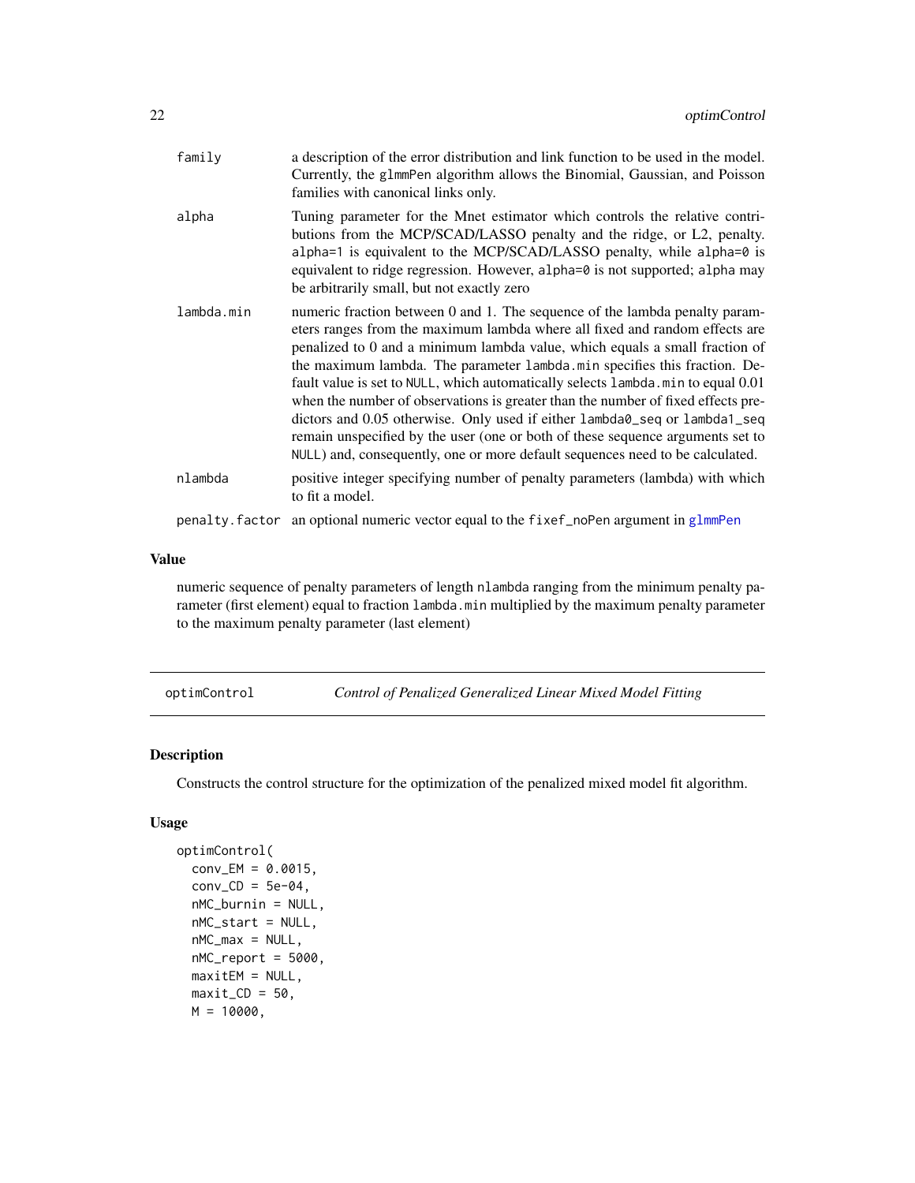| | |
|---|---|
| family | a description of the error distribution and link function to be used in the model. Currently, the glmmPen algorithm allows the Binomial, Gaussian, and Poisson families with canonical links only. |
| alpha | Tuning parameter for the Mnet estimator which controls the relative contributions from the MCP/SCAD/LASSO penalty and the ridge, or L2, penalty. alpha=1 is equivalent to the MCP/SCAD/LASSO penalty, while alpha=0 is equivalent to ridge regression. However, alpha=0 is not supported; alpha may be arbitrarily small, but not exactly zero |
| lambda.min | numeric fraction between 0 and 1. The sequence of the lambda penalty parameters ranges from the maximum lambda where all fixed and random effects are penalized to 0 and a minimum lambda value, which equals a small fraction of the maximum lambda. The parameter lambda.min specifies this fraction. Default value is set to NULL, which automatically selects lambda.min to equal 0.01 when the number of observations is greater than the number of fixed effects predictors and 0.05 otherwise. Only used if either lambda0_seq or lambda1_seq remain unspecified by the user (one or both of these sequence arguments set to NULL) and, consequently, one or more default sequences need to be calculated. |
| nlambda | positive integer specifying number of penalty parameters (lambda) with which to fit a model. |
| penalty.factor | an optional numeric vector equal to the fixef_noPen argument in glmmPen |

### Value

numeric sequence of penalty parameters of length nlambda ranging from the minimum penalty parameter (first element) equal to fraction lambda.min multiplied by the maximum penalty parameter to the maximum penalty parameter (last element)

## optimControl — *Control of Penalized Generalized Linear Mixed Model Fitting*

### Description

Constructs the control structure for the optimization of the penalized mixed model fit algorithm.

### Usage

```
optimControl(
  conv_EM = 0.0015,
  conv_CD = 5e-04,
  nMC_burnin = NULL,
  nMC_start = NULL,
  nMC_max = NULL,
  nMC_report = 5000,
  maxitEM = NULL,
  maxit_CD = 50,
  M = 10000,
```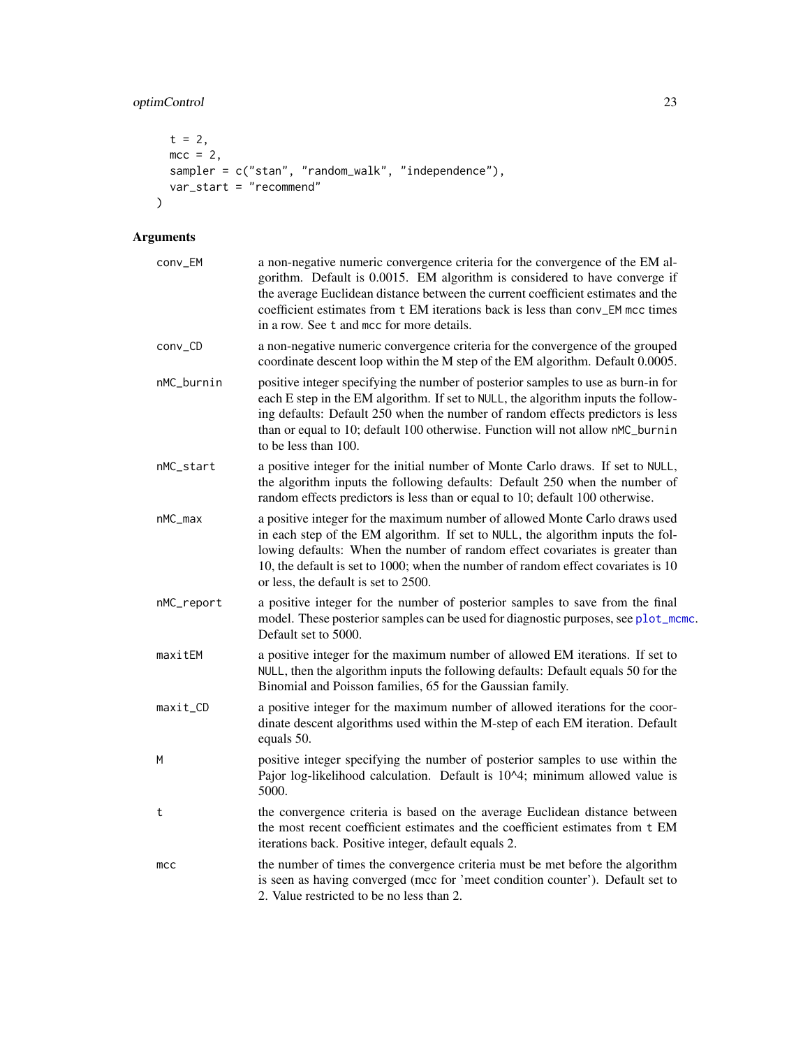```
  t = 2,
  mcc = 2,
  sampler = c("stan", "random_walk", "independence"),
  var_start = "recommend"
)
```

## Arguments

| | |
|---|---|
| conv_EM | a non-negative numeric convergence criteria for the convergence of the EM algorithm. Default is 0.0015. EM algorithm is considered to have converge if the average Euclidean distance between the current coefficient estimates and the coefficient estimates from t EM iterations back is less than conv_EM mcc times in a row. See t and mcc for more details. |
| conv_CD | a non-negative numeric convergence criteria for the convergence of the grouped coordinate descent loop within the M step of the EM algorithm. Default 0.0005. |
| nMC_burnin | positive integer specifying the number of posterior samples to use as burn-in for each E step in the EM algorithm. If set to NULL, the algorithm inputs the following defaults: Default 250 when the number of random effects predictors is less than or equal to 10; default 100 otherwise. Function will not allow nMC_burnin to be less than 100. |
| nMC_start | a positive integer for the initial number of Monte Carlo draws. If set to NULL, the algorithm inputs the following defaults: Default 250 when the number of random effects predictors is less than or equal to 10; default 100 otherwise. |
| nMC_max | a positive integer for the maximum number of allowed Monte Carlo draws used in each step of the EM algorithm. If set to NULL, the algorithm inputs the following defaults: When the number of random effect covariates is greater than 10, the default is set to 1000; when the number of random effect covariates is 10 or less, the default is set to 2500. |
| nMC_report | a positive integer for the number of posterior samples to save from the final model. These posterior samples can be used for diagnostic purposes, see plot_mcmc. Default set to 5000. |
| maxitEM | a positive integer for the maximum number of allowed EM iterations. If set to NULL, then the algorithm inputs the following defaults: Default equals 50 for the Binomial and Poisson families, 65 for the Gaussian family. |
| maxit_CD | a positive integer for the maximum number of allowed iterations for the coordinate descent algorithms used within the M-step of each EM iteration. Default equals 50. |
| M | positive integer specifying the number of posterior samples to use within the Pajor log-likelihood calculation. Default is 10^4; minimum allowed value is 5000. |
| t | the convergence criteria is based on the average Euclidean distance between the most recent coefficient estimates and the coefficient estimates from t EM iterations back. Positive integer, default equals 2. |
| mcc | the number of times the convergence criteria must be met before the algorithm is seen as having converged (mcc for 'meet condition counter'). Default set to 2. Value restricted to be no less than 2. |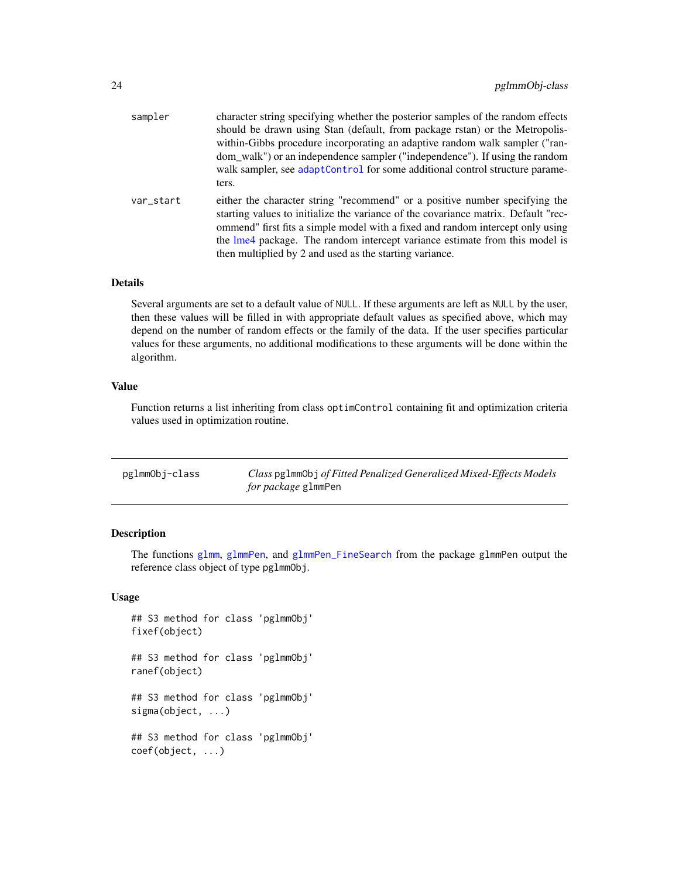| | |
|---|---|
| sampler | character string specifying whether the posterior samples of the random effects should be drawn using Stan (default, from package rstan) or the Metropolis-within-Gibbs procedure incorporating an adaptive random walk sampler ("random_walk") or an independence sampler ("independence"). If using the random walk sampler, see `adaptControl` for some additional control structure parameters. |
| var_start | either the character string "recommend" or a positive number specifying the starting values to initialize the variance of the covariance matrix. Default "recommend" first fits a simple model with a fixed and random intercept only using the lme4 package. The random intercept variance estimate from this model is then multiplied by 2 and used as the starting variance. |

### Details

Several arguments are set to a default value of `NULL`. If these arguments are left as `NULL` by the user, then these values will be filled in with appropriate default values as specified above, which may depend on the number of random effects or the family of the data. If the user specifies particular values for these arguments, no additional modifications to these arguments will be done within the algorithm.

### Value

Function returns a list inheriting from class `optimControl` containing fit and optimization criteria values used in optimization routine.

---

## pglmmObj-class — *Class* `pglmmObj` *of Fitted Penalized Generalized Mixed-Effects Models for package* `glmmPen`

### Description

The functions `glmm`, `glmmPen`, and `glmmPen_FineSearch` from the package `glmmPen` output the reference class object of type `pglmmObj`.

### Usage

```
## S3 method for class 'pglmmObj'
fixef(object)

## S3 method for class 'pglmmObj'
ranef(object)

## S3 method for class 'pglmmObj'
sigma(object, ...)

## S3 method for class 'pglmmObj'
coef(object, ...)
```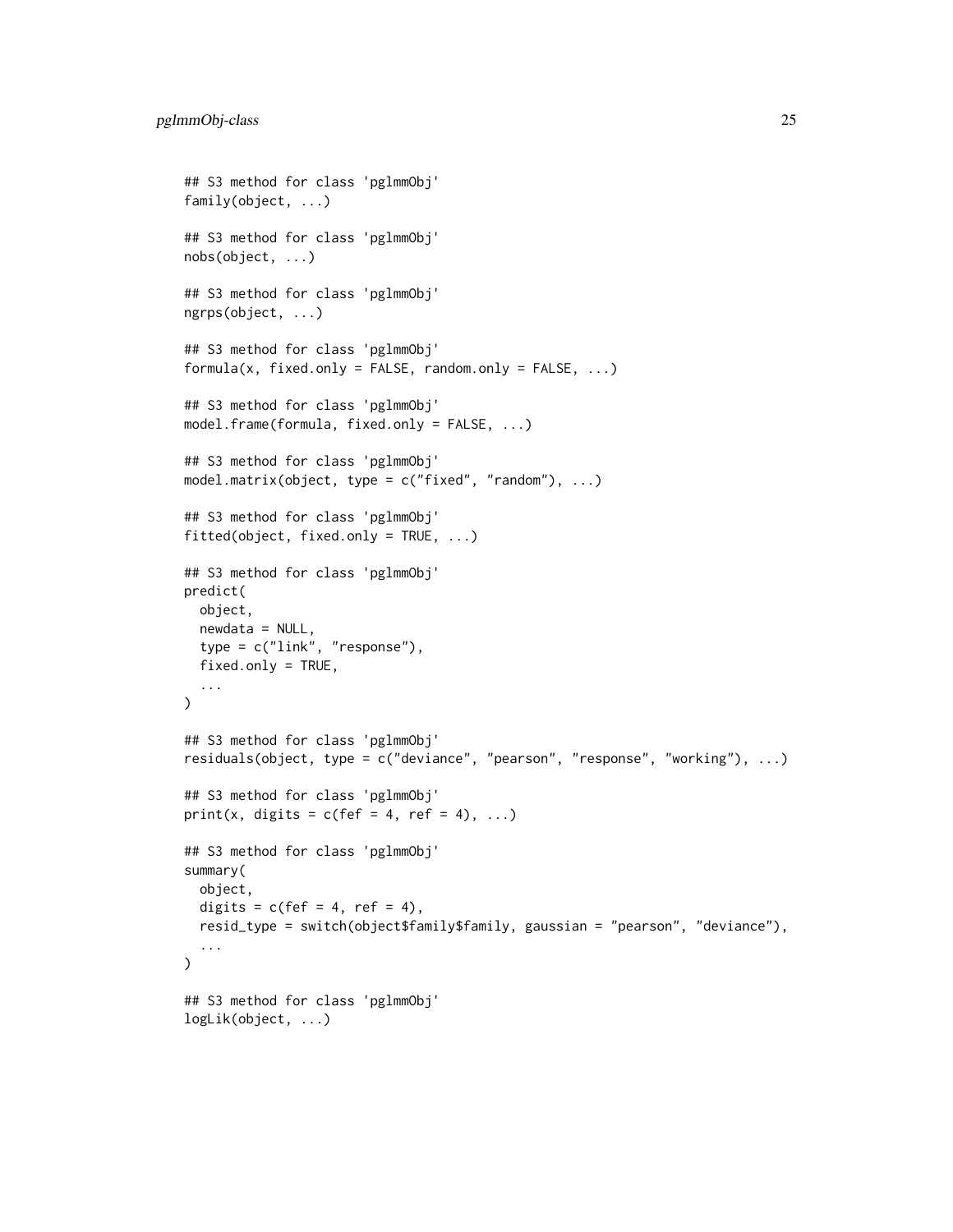```
## S3 method for class 'pglmmObj'
family(object, ...)

## S3 method for class 'pglmmObj'
nobs(object, ...)

## S3 method for class 'pglmmObj'
ngrps(object, ...)

## S3 method for class 'pglmmObj'
formula(x, fixed.only = FALSE, random.only = FALSE, ...)

## S3 method for class 'pglmmObj'
model.frame(formula, fixed.only = FALSE, ...)

## S3 method for class 'pglmmObj'
model.matrix(object, type = c("fixed", "random"), ...)

## S3 method for class 'pglmmObj'
fitted(object, fixed.only = TRUE, ...)

## S3 method for class 'pglmmObj'
predict(
  object,
  newdata = NULL,
  type = c("link", "response"),
  fixed.only = TRUE,
  ...
)

## S3 method for class 'pglmmObj'
residuals(object, type = c("deviance", "pearson", "response", "working"), ...)

## S3 method for class 'pglmmObj'
print(x, digits = c(fef = 4, ref = 4), ...)

## S3 method for class 'pglmmObj'
summary(
  object,
  digits = c(fef = 4, ref = 4),
  resid_type = switch(object$family$family, gaussian = "pearson", "deviance"),
  ...
)

## S3 method for class 'pglmmObj'
logLik(object, ...)
```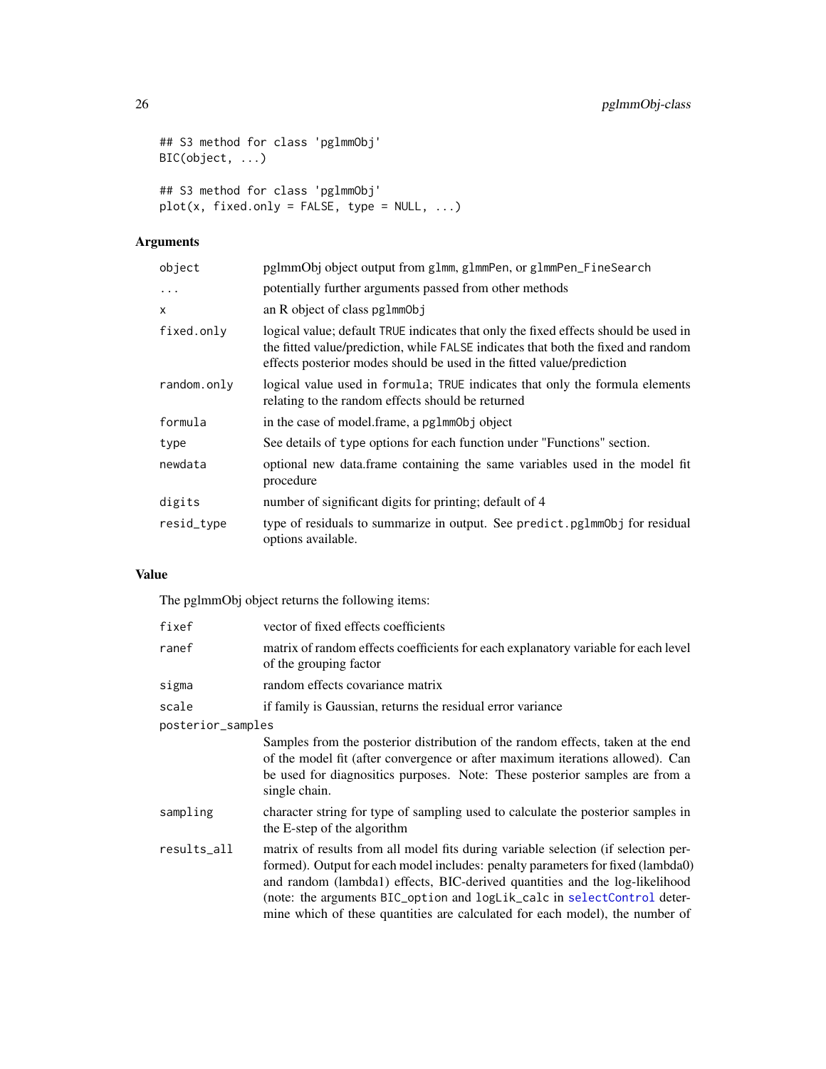```
## S3 method for class 'pglmmObj'
BIC(object, ...)

## S3 method for class 'pglmmObj'
plot(x, fixed.only = FALSE, type = NULL, ...)
```

## Arguments

| | |
|---|---|
| object | pglmmObj object output from glmm, glmmPen, or glmmPen_FineSearch |
| ... | potentially further arguments passed from other methods |
| x | an R object of class pglmmObj |
| fixed.only | logical value; default TRUE indicates that only the fixed effects should be used in the fitted value/prediction, while FALSE indicates that both the fixed and random effects posterior modes should be used in the fitted value/prediction |
| random.only | logical value used in formula; TRUE indicates that only the formula elements relating to the random effects should be returned |
| formula | in the case of model.frame, a pglmmObj object |
| type | See details of type options for each function under "Functions" section. |
| newdata | optional new data.frame containing the same variables used in the model fit procedure |
| digits | number of significant digits for printing; default of 4 |
| resid_type | type of residuals to summarize in output. See predict.pglmmObj for residual options available. |

## Value

The pglmmObj object returns the following items:

| | |
|---|---|
| fixef | vector of fixed effects coefficients |
| ranef | matrix of random effects coefficients for each explanatory variable for each level of the grouping factor |
| sigma | random effects covariance matrix |
| scale | if family is Gaussian, returns the residual error variance |
| posterior_samples | Samples from the posterior distribution of the random effects, taken at the end of the model fit (after convergence or after maximum iterations allowed). Can be used for diagnositics purposes. Note: These posterior samples are from a single chain. |
| sampling | character string for type of sampling used to calculate the posterior samples in the E-step of the algorithm |
| results_all | matrix of results from all model fits during variable selection (if selection performed). Output for each model includes: penalty parameters for fixed (lambda0) and random (lambda1) effects, BIC-derived quantities and the log-likelihood (note: the arguments BIC_option and logLik_calc in selectControl determine which of these quantities are calculated for each model), the number of |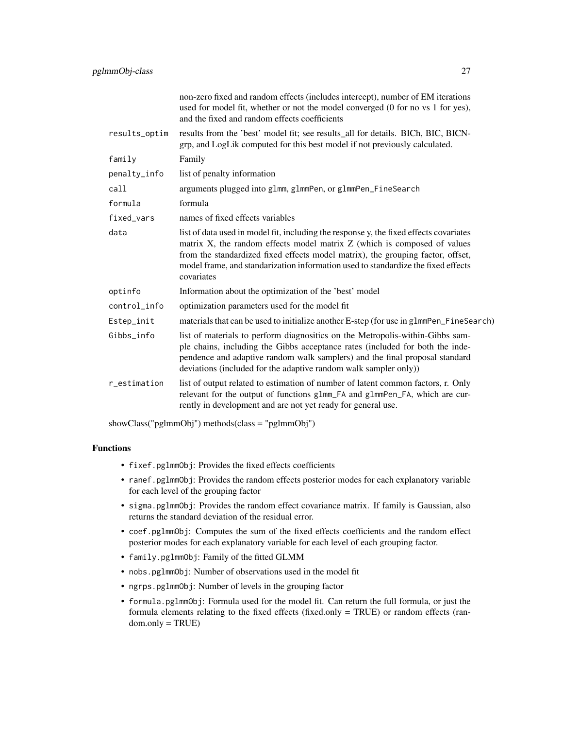| | |
|---|---|
| | non-zero fixed and random effects (includes intercept), number of EM iterations used for model fit, whether or not the model converged (0 for no vs 1 for yes), and the fixed and random effects coefficients |
| `results_optim` | results from the 'best' model fit; see results_all for details. BICh, BIC, BICN-grp, and LogLik computed for this best model if not previously calculated. |
| `family` | Family |
| `penalty_info` | list of penalty information |
| `call` | arguments plugged into `glmm`, `glmmPen`, or `glmmPen_FineSearch` |
| `formula` | formula |
| `fixed_vars` | names of fixed effects variables |
| `data` | list of data used in model fit, including the response y, the fixed effects covariates matrix X, the random effects model matrix Z (which is composed of values from the standardized fixed effects model matrix), the grouping factor, offset, model frame, and standarization information used to standardize the fixed effects covariates |
| `optinfo` | Information about the optimization of the 'best' model |
| `control_info` | optimization parameters used for the model fit |
| `Estep_init` | materials that can be used to initialize another E-step (for use in `glmmPen_FineSearch`) |
| `Gibbs_info` | list of materials to perform diagnositics on the Metropolis-within-Gibbs sample chains, including the Gibbs acceptance rates (included for both the independence and adaptive random walk samplers) and the final proposal standard deviations (included for the adaptive random walk sampler only)) |
| `r_estimation` | list of output related to estimation of number of latent common factors, r. Only relevant for the output of functions `glmm_FA` and `glmmPen_FA`, which are currently in development and are not yet ready for general use. |

showClass("pglmmObj") methods(class = "pglmmObj")

## Functions

- `fixef.pglmmObj`: Provides the fixed effects coefficients
- `ranef.pglmmObj`: Provides the random effects posterior modes for each explanatory variable for each level of the grouping factor
- `sigma.pglmmObj`: Provides the random effect covariance matrix. If family is Gaussian, also returns the standard deviation of the residual error.
- `coef.pglmmObj`: Computes the sum of the fixed effects coefficients and the random effect posterior modes for each explanatory variable for each level of each grouping factor.
- `family.pglmmObj`: Family of the fitted GLMM
- `nobs.pglmmObj`: Number of observations used in the model fit
- `ngrps.pglmmObj`: Number of levels in the grouping factor
- `formula.pglmmObj`: Formula used for the model fit. Can return the full formula, or just the formula elements relating to the fixed effects (fixed.only = TRUE) or random effects (random.only = TRUE)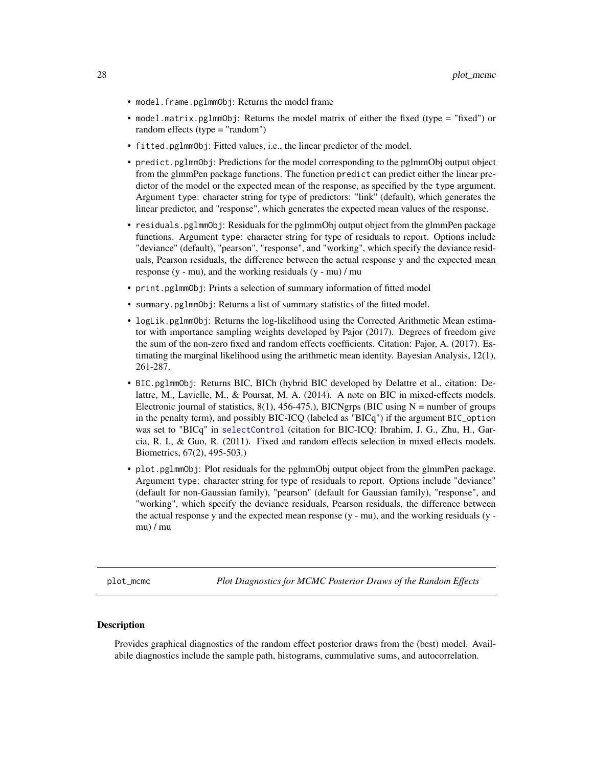- `model.frame.pglmmObj`: Returns the model frame
- `model.matrix.pglmmObj`: Returns the model matrix of either the fixed (type = "fixed") or random effects (type = "random")
- `fitted.pglmmObj`: Fitted values, i.e., the linear predictor of the model.
- `predict.pglmmObj`: Predictions for the model corresponding to the pglmmObj output object from the glmmPen package functions. The function `predict` can predict either the linear predictor of the model or the expected mean of the response, as specified by the `type` argument. Argument `type`: character string for type of predictors: "link" (default), which generates the linear predictor, and "response", which generates the expected mean values of the response.
- `residuals.pglmmObj`: Residuals for the pglmmObj output object from the glmmPen package functions. Argument `type`: character string for type of residuals to report. Options include "deviance" (default), "pearson", "response", and "working", which specify the deviance residuals, Pearson residuals, the difference between the actual response y and the expected mean response (y - mu), and the working residuals (y - mu) / mu
- `print.pglmmObj`: Prints a selection of summary information of fitted model
- `summary.pglmmObj`: Returns a list of summary statistics of the fitted model.
- `logLik.pglmmObj`: Returns the log-likelihood using the Corrected Arithmetic Mean estimator with importance sampling weights developed by Pajor (2017). Degrees of freedom give the sum of the non-zero fixed and random effects coefficients. Citation: Pajor, A. (2017). Estimating the marginal likelihood using the arithmetic mean identity. Bayesian Analysis, 12(1), 261-287.
- `BIC.pglmmObj`: Returns BIC, BICh (hybrid BIC developed by Delattre et al., citation: Delattre, M., Lavielle, M., & Poursat, M. A. (2014). A note on BIC in mixed-effects models. Electronic journal of statistics, 8(1), 456-475.), BICNgrps (BIC using N = number of groups in the penalty term), and possibly BIC-ICQ (labeled as "BICq") if the argument `BIC_option` was set to "BICq" in `selectControl` (citation for BIC-ICQ: Ibrahim, J. G., Zhu, H., Garcia, R. I., & Guo, R. (2011). Fixed and random effects selection in mixed effects models. Biometrics, 67(2), 495-503.)
- `plot.pglmmObj`: Plot residuals for the pglmmObj output object from the glmmPen package. Argument `type`: character string for type of residuals to report. Options include "deviance" (default for non-Gaussian family), "pearson" (default for Gaussian family), "response", and "working", which specify the deviance residuals, Pearson residuals, the difference between the actual response y and the expected mean response (y - mu), and the working residuals (y - mu) / mu

---

`plot_mcmc` *Plot Diagnostics for MCMC Posterior Draws of the Random Effects*

---

### Description

Provides graphical diagnostics of the random effect posterior draws from the (best) model. Availabile diagnostics include the sample path, histograms, cummulative sums, and autocorrelation.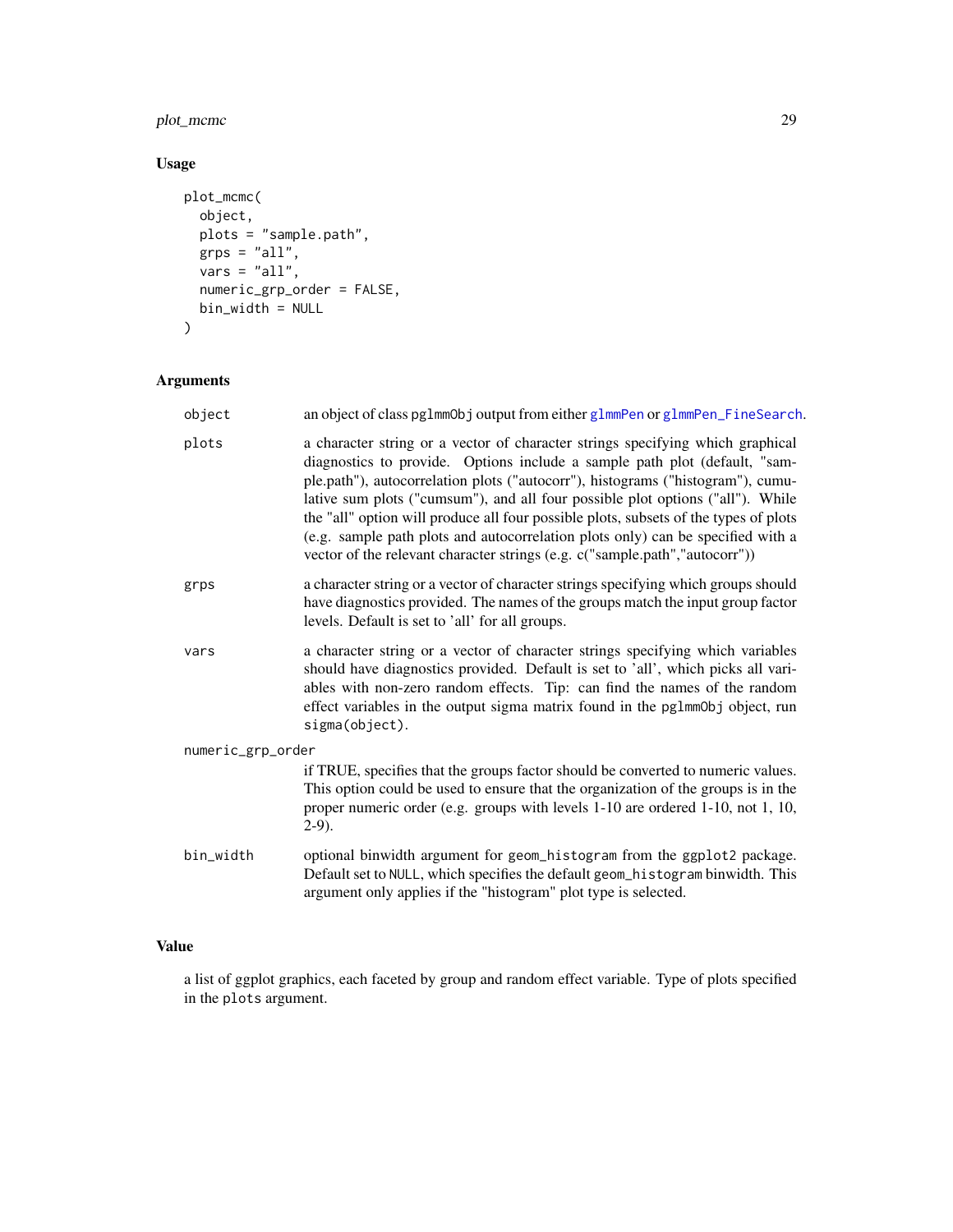## Usage

```
plot_mcmc(
  object,
  plots = "sample.path",
  grps = "all",
  vars = "all",
  numeric_grp_order = FALSE,
  bin_width = NULL
)
```

## Arguments

| | |
|---|---|
| `object` | an object of class `pglmmObj` output from either `glmmPen` or `glmmPen_FineSearch`. |
| `plots` | a character string or a vector of character strings specifying which graphical diagnostics to provide. Options include a sample path plot (default, "sample.path"), autocorrelation plots ("autocorr"), histograms ("histogram"), cumulative sum plots ("cumsum"), and all four possible plot options ("all"). While the "all" option will produce all four possible plots, subsets of the types of plots (e.g. sample path plots and autocorrelation plots only) can be specified with a vector of the relevant character strings (e.g. c("sample.path","autocorr")) |
| `grps` | a character string or a vector of character strings specifying which groups should have diagnostics provided. The names of the groups match the input group factor levels. Default is set to 'all' for all groups. |
| `vars` | a character string or a vector of character strings specifying which variables should have diagnostics provided. Default is set to 'all', which picks all variables with non-zero random effects. Tip: can find the names of the random effect variables in the output sigma matrix found in the `pglmmObj` object, run `sigma(object)`. |
| `numeric_grp_order` | if TRUE, specifies that the groups factor should be converted to numeric values. This option could be used to ensure that the organization of the groups is in the proper numeric order (e.g. groups with levels 1-10 are ordered 1-10, not 1, 10, 2-9). |
| `bin_width` | optional binwidth argument for `geom_histogram` from the `ggplot2` package. Default set to `NULL`, which specifies the default `geom_histogram` binwidth. This argument only applies if the "histogram" plot type is selected. |

## Value

a list of ggplot graphics, each faceted by group and random effect variable. Type of plots specified in the `plots` argument.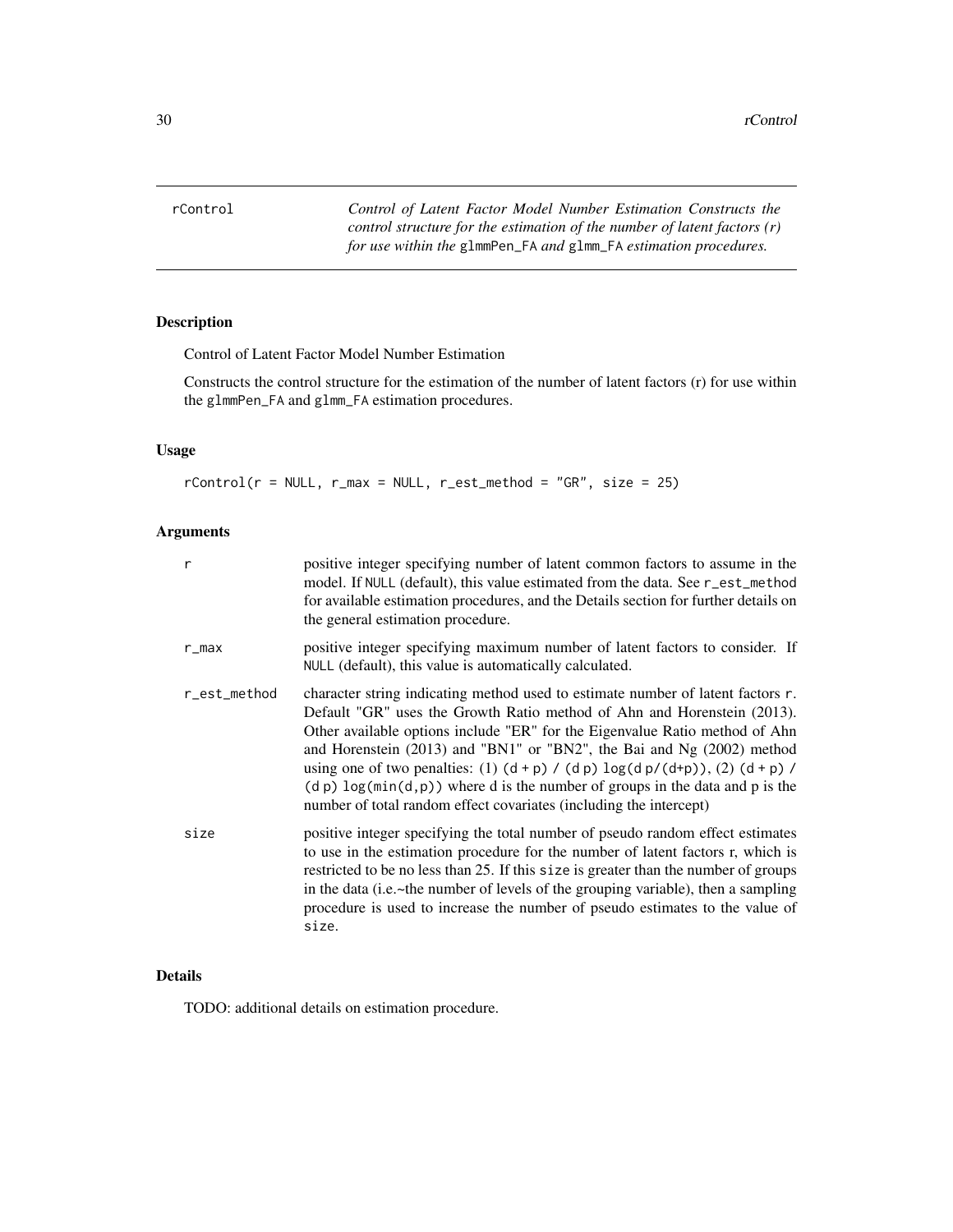rControl

*Control of Latent Factor Model Number Estimation Constructs the control structure for the estimation of the number of latent factors (r) for use within the* glmmPen_FA *and* glmm_FA *estimation procedures.*

## Description

Control of Latent Factor Model Number Estimation

Constructs the control structure for the estimation of the number of latent factors (r) for use within the glmmPen_FA and glmm_FA estimation procedures.

## Usage

```
rControl(r = NULL, r_max = NULL, r_est_method = "GR", size = 25)
```

## Arguments

| | |
|---|---|
| r | positive integer specifying number of latent common factors to assume in the model. If NULL (default), this value estimated from the data. See r_est_method for available estimation procedures, and the Details section for further details on the general estimation procedure. |
| r_max | positive integer specifying maximum number of latent factors to consider. If NULL (default), this value is automatically calculated. |
| r_est_method | character string indicating method used to estimate number of latent factors r. Default "GR" uses the Growth Ratio method of Ahn and Horenstein (2013). Other available options include "ER" for the Eigenvalue Ratio method of Ahn and Horenstein (2013) and "BN1" or "BN2", the Bai and Ng (2002) method using one of two penalties: (1) (d + p) / (d p) log(d p/(d+p)), (2) (d + p) / (d p) log(min(d,p)) where d is the number of groups in the data and p is the number of total random effect covariates (including the intercept) |
| size | positive integer specifying the total number of pseudo random effect estimates to use in the estimation procedure for the number of latent factors r, which is restricted to be no less than 25. If this size is greater than the number of groups in the data (i.e.~the number of levels of the grouping variable), then a sampling procedure is used to increase the number of pseudo estimates to the value of size. |

## Details

TODO: additional details on estimation procedure.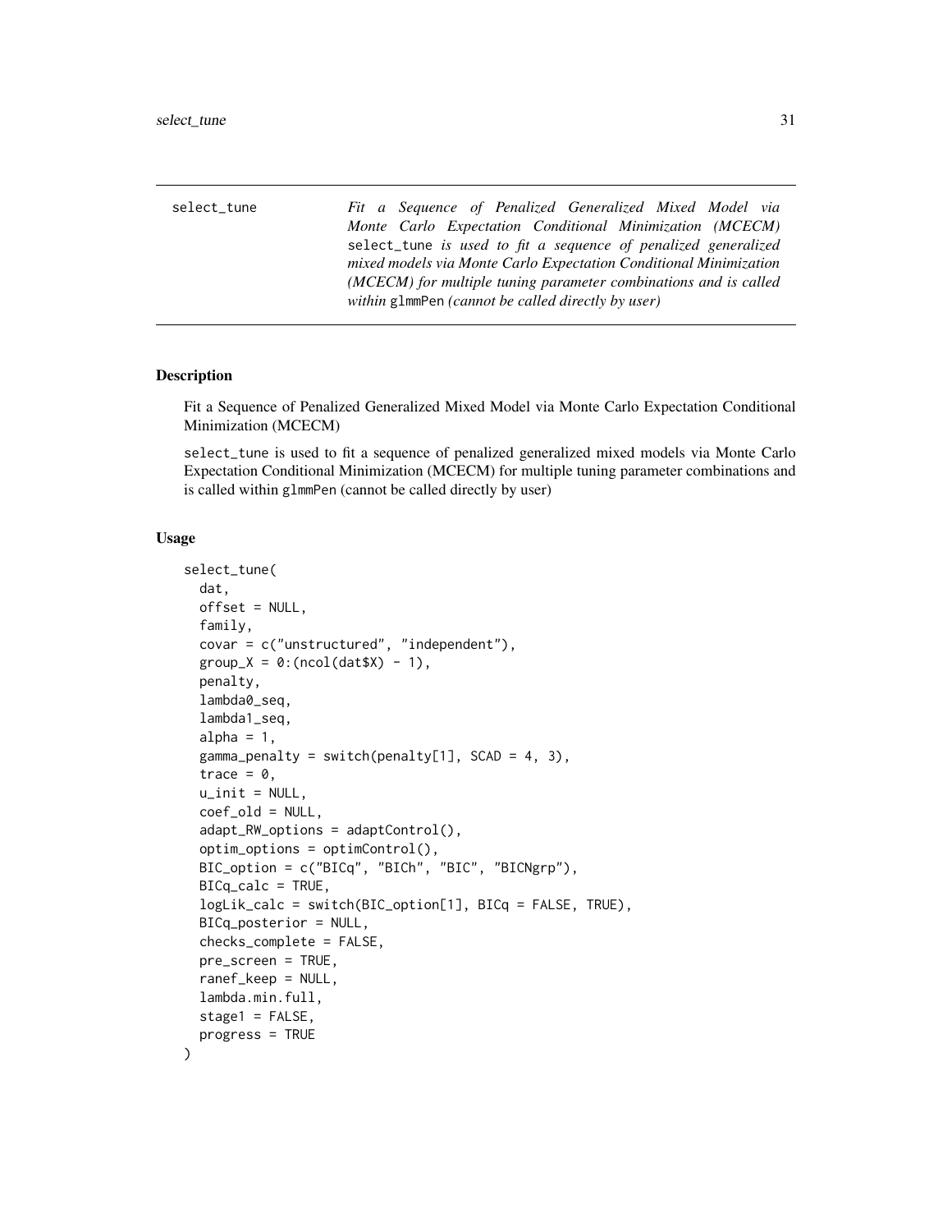select_tune — *Fit a Sequence of Penalized Generalized Mixed Model via Monte Carlo Expectation Conditional Minimization (MCECM)* `select_tune` *is used to fit a sequence of penalized generalized mixed models via Monte Carlo Expectation Conditional Minimization (MCECM) for multiple tuning parameter combinations and is called within* `glmmPen` *(cannot be called directly by user)*

## Description

Fit a Sequence of Penalized Generalized Mixed Model via Monte Carlo Expectation Conditional Minimization (MCECM)

`select_tune` is used to fit a sequence of penalized generalized mixed models via Monte Carlo Expectation Conditional Minimization (MCECM) for multiple tuning parameter combinations and is called within `glmmPen` (cannot be called directly by user)

## Usage

```
select_tune(
  dat,
  offset = NULL,
  family,
  covar = c("unstructured", "independent"),
  group_X = 0:(ncol(dat$X) - 1),
  penalty,
  lambda0_seq,
  lambda1_seq,
  alpha = 1,
  gamma_penalty = switch(penalty[1], SCAD = 4, 3),
  trace = 0,
  u_init = NULL,
  coef_old = NULL,
  adapt_RW_options = adaptControl(),
  optim_options = optimControl(),
  BIC_option = c("BICq", "BICh", "BIC", "BICNgrp"),
  BICq_calc = TRUE,
  logLik_calc = switch(BIC_option[1], BICq = FALSE, TRUE),
  BICq_posterior = NULL,
  checks_complete = FALSE,
  pre_screen = TRUE,
  ranef_keep = NULL,
  lambda.min.full,
  stage1 = FALSE,
  progress = TRUE
)
```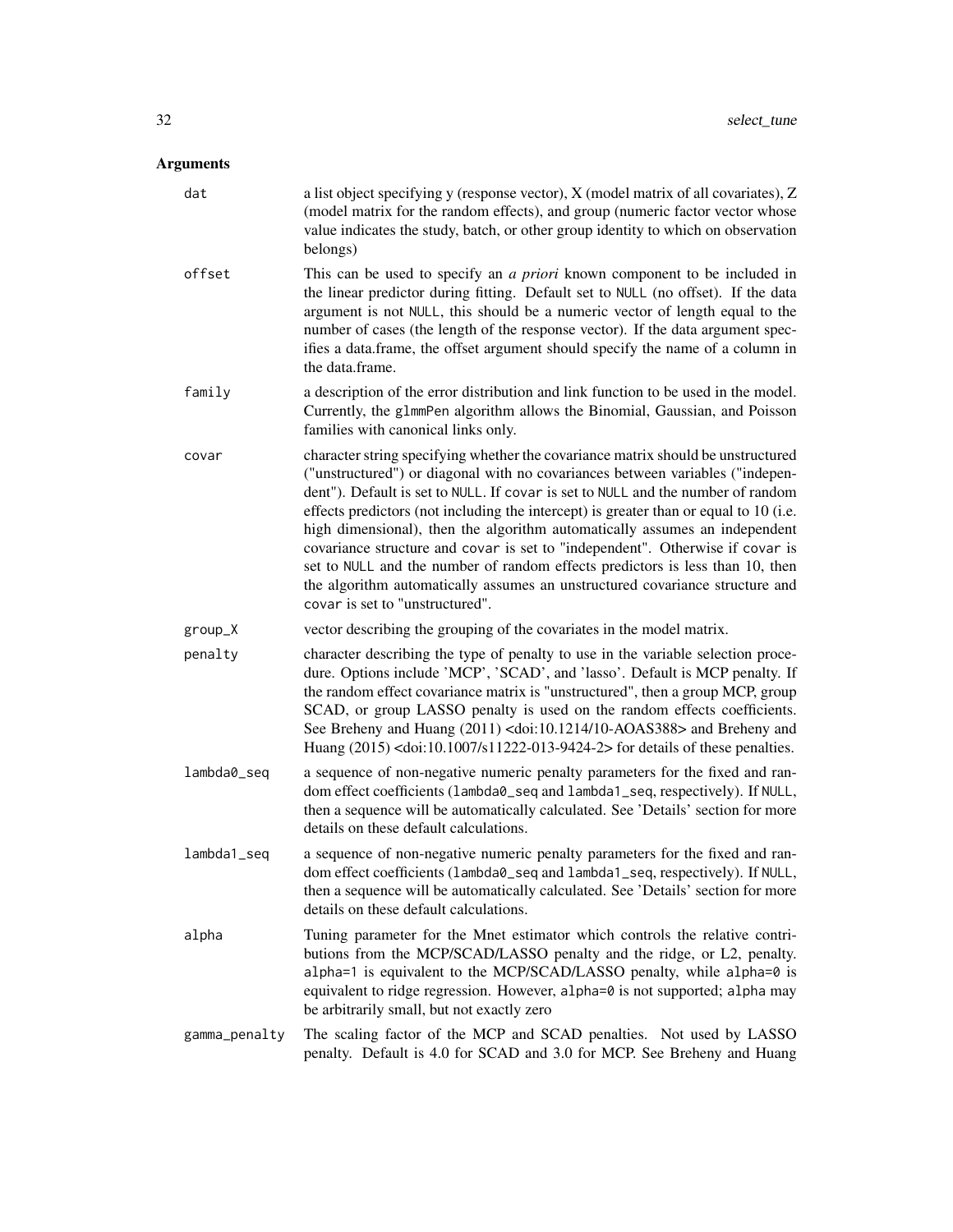## Arguments

`dat`
: a list object specifying y (response vector), X (model matrix of all covariates), Z (model matrix for the random effects), and group (numeric factor vector whose value indicates the study, batch, or other group identity to which on observation belongs)

`offset`
: This can be used to specify an *a priori* known component to be included in the linear predictor during fitting. Default set to `NULL` (no offset). If the data argument is not `NULL`, this should be a numeric vector of length equal to the number of cases (the length of the response vector). If the data argument specifies a data.frame, the offset argument should specify the name of a column in the data.frame.

`family`
: a description of the error distribution and link function to be used in the model. Currently, the `glmmPen` algorithm allows the Binomial, Gaussian, and Poisson families with canonical links only.

`covar`
: character string specifying whether the covariance matrix should be unstructured ("unstructured") or diagonal with no covariances between variables ("independent"). Default is set to `NULL`. If `covar` is set to `NULL` and the number of random effects predictors (not including the intercept) is greater than or equal to 10 (i.e. high dimensional), then the algorithm automatically assumes an independent covariance structure and `covar` is set to "independent". Otherwise if `covar` is set to `NULL` and the number of random effects predictors is less than 10, then the algorithm automatically assumes an unstructured covariance structure and `covar` is set to "unstructured".

`group_X`
: vector describing the grouping of the covariates in the model matrix.

`penalty`
: character describing the type of penalty to use in the variable selection procedure. Options include 'MCP', 'SCAD', and 'lasso'. Default is MCP penalty. If the random effect covariance matrix is "unstructured", then a group MCP, group SCAD, or group LASSO penalty is used on the random effects coefficients. See Breheny and Huang (2011) <doi:10.1214/10-AOAS388> and Breheny and Huang (2015) <doi:10.1007/s11222-013-9424-2> for details of these penalties.

`lambda0_seq`
: a sequence of non-negative numeric penalty parameters for the fixed and random effect coefficients (`lambda0_seq` and `lambda1_seq`, respectively). If `NULL`, then a sequence will be automatically calculated. See 'Details' section for more details on these default calculations.

`lambda1_seq`
: a sequence of non-negative numeric penalty parameters for the fixed and random effect coefficients (`lambda0_seq` and `lambda1_seq`, respectively). If `NULL`, then a sequence will be automatically calculated. See 'Details' section for more details on these default calculations.

`alpha`
: Tuning parameter for the Mnet estimator which controls the relative contributions from the MCP/SCAD/LASSO penalty and the ridge, or L2, penalty. `alpha=1` is equivalent to the MCP/SCAD/LASSO penalty, while `alpha=0` is equivalent to ridge regression. However, `alpha=0` is not supported; `alpha` may be arbitrarily small, but not exactly zero

`gamma_penalty`
: The scaling factor of the MCP and SCAD penalties. Not used by LASSO penalty. Default is 4.0 for SCAD and 3.0 for MCP. See Breheny and Huang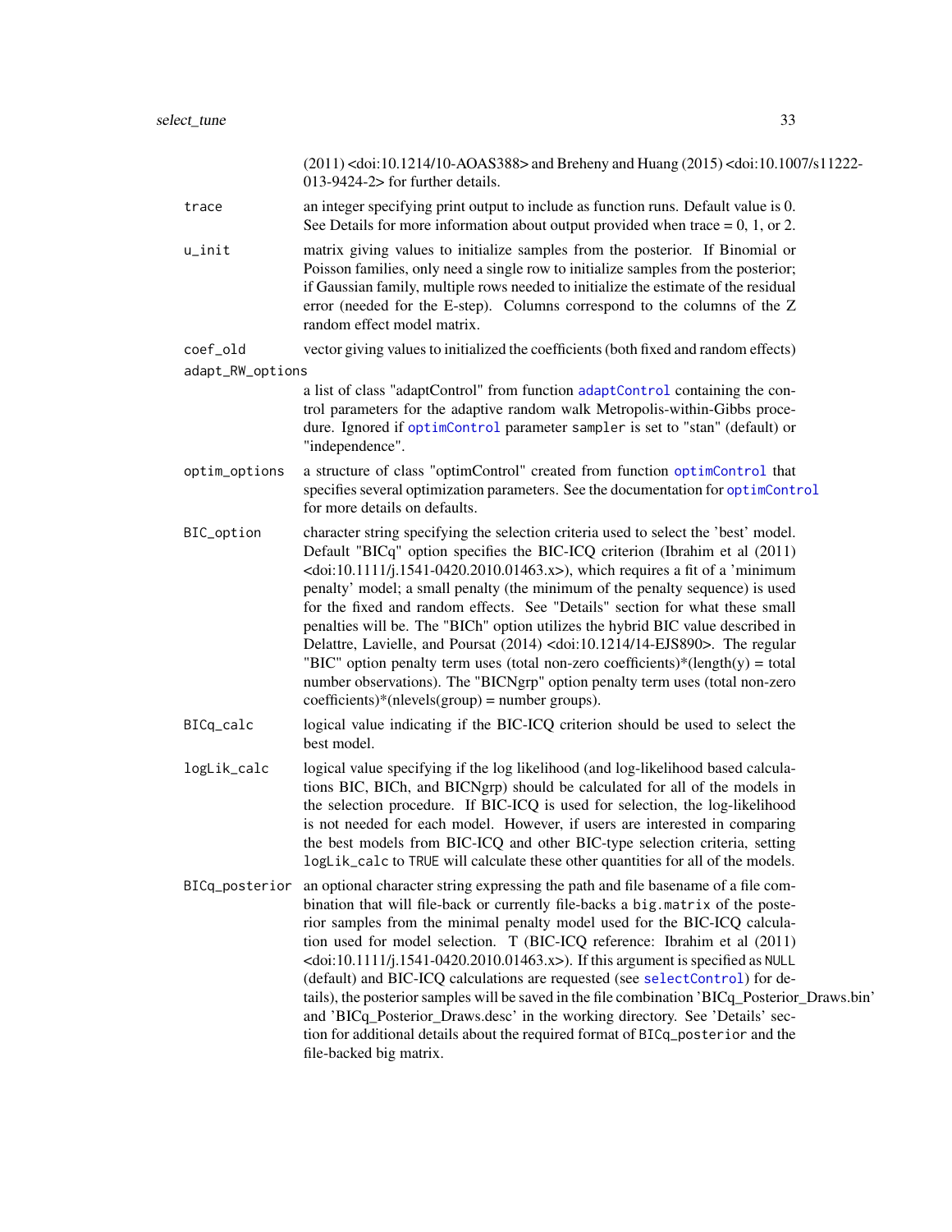(2011) <doi:10.1214/10-AOAS388> and Breheny and Huang (2015) <doi:10.1007/s11222-013-9424-2> for further details.

`trace`
: an integer specifying print output to include as function runs. Default value is 0. See Details for more information about output provided when trace = 0, 1, or 2.

`u_init`
: matrix giving values to initialize samples from the posterior. If Binomial or Poisson families, only need a single row to initialize samples from the posterior; if Gaussian family, multiple rows needed to initialize the estimate of the residual error (needed for the E-step). Columns correspond to the columns of the Z random effect model matrix.

`coef_old`
: vector giving values to initialized the coefficients (both fixed and random effects)

`adapt_RW_options`
: a list of class "adaptControl" from function `adaptControl` containing the control parameters for the adaptive random walk Metropolis-within-Gibbs procedure. Ignored if `optimControl` parameter `sampler` is set to "stan" (default) or "independence".

`optim_options`
: a structure of class "optimControl" created from function `optimControl` that specifies several optimization parameters. See the documentation for `optimControl` for more details on defaults.

`BIC_option`
: character string specifying the selection criteria used to select the 'best' model. Default "BICq" option specifies the BIC-ICQ criterion (Ibrahim et al (2011) <doi:10.1111/j.1541-0420.2010.01463.x>), which requires a fit of a 'minimum penalty' model; a small penalty (the minimum of the penalty sequence) is used for the fixed and random effects. See "Details" section for what these small penalties will be. The "BICh" option utilizes the hybrid BIC value described in Delattre, Lavielle, and Poursat (2014) <doi:10.1214/14-EJS890>. The regular "BIC" option penalty term uses (total non-zero coefficients)*(length(y) = total number observations). The "BICNgrp" option penalty term uses (total non-zero coefficients)*(nlevels(group) = number groups).

`BICq_calc`
: logical value indicating if the BIC-ICQ criterion should be used to select the best model.

`logLik_calc`
: logical value specifying if the log likelihood (and log-likelihood based calculations BIC, BICh, and BICNgrp) should be calculated for all of the models in the selection procedure. If BIC-ICQ is used for selection, the log-likelihood is not needed for each model. However, if users are interested in comparing the best models from BIC-ICQ and other BIC-type selection criteria, setting `logLik_calc` to `TRUE` will calculate these other quantities for all of the models.

`BICq_posterior`
: an optional character string expressing the path and file basename of a file combination that will file-back or currently file-backs a `big.matrix` of the posterior samples from the minimal penalty model used for the BIC-ICQ calculation used for model selection. T (BIC-ICQ reference: Ibrahim et al (2011) <doi:10.1111/j.1541-0420.2010.01463.x>). If this argument is specified as `NULL` (default) and BIC-ICQ calculations are requested (see `selectControl`) for details), the posterior samples will be saved in the file combination 'BICq_Posterior_Draws.bin' and 'BICq_Posterior_Draws.desc' in the working directory. See 'Details' section for additional details about the required format of `BICq_posterior` and the file-backed big matrix.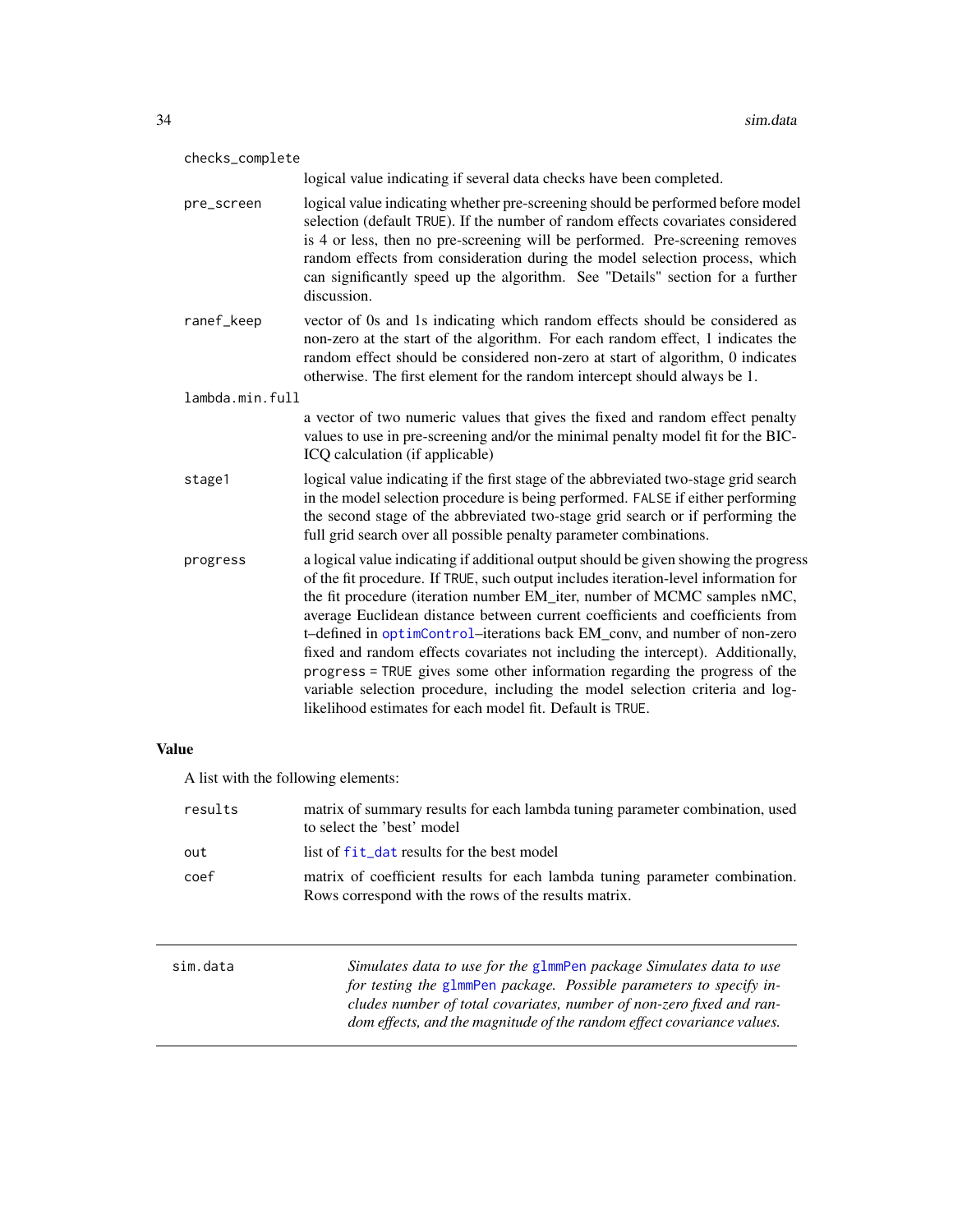checks_complete
: logical value indicating if several data checks have been completed.

pre_screen
: logical value indicating whether pre-screening should be performed before model selection (default TRUE). If the number of random effects covariates considered is 4 or less, then no pre-screening will be performed. Pre-screening removes random effects from consideration during the model selection process, which can significantly speed up the algorithm. See "Details" section for a further discussion.

ranef_keep
: vector of 0s and 1s indicating which random effects should be considered as non-zero at the start of the algorithm. For each random effect, 1 indicates the random effect should be considered non-zero at start of algorithm, 0 indicates otherwise. The first element for the random intercept should always be 1.

lambda.min.full
: a vector of two numeric values that gives the fixed and random effect penalty values to use in pre-screening and/or the minimal penalty model fit for the BIC-ICQ calculation (if applicable)

stage1
: logical value indicating if the first stage of the abbreviated two-stage grid search in the model selection procedure is being performed. FALSE if either performing the second stage of the abbreviated two-stage grid search or if performing the full grid search over all possible penalty parameter combinations.

progress
: a logical value indicating if additional output should be given showing the progress of the fit procedure. If TRUE, such output includes iteration-level information for the fit procedure (iteration number EM_iter, number of MCMC samples nMC, average Euclidean distance between current coefficients and coefficients from t–defined in optimControl–iterations back EM_conv, and number of non-zero fixed and random effects covariates not including the intercept). Additionally, progress = TRUE gives some other information regarding the progress of the variable selection procedure, including the model selection criteria and log-likelihood estimates for each model fit. Default is TRUE.

## Value

A list with the following elements:

results
: matrix of summary results for each lambda tuning parameter combination, used to select the 'best' model

out
: list of fit_dat results for the best model

coef
: matrix of coefficient results for each lambda tuning parameter combination. Rows correspond with the rows of the results matrix.

---

sim.data — *Simulates data to use for the glmmPen package Simulates data to use for testing the glmmPen package. Possible parameters to specify includes number of total covariates, number of non-zero fixed and random effects, and the magnitude of the random effect covariance values.*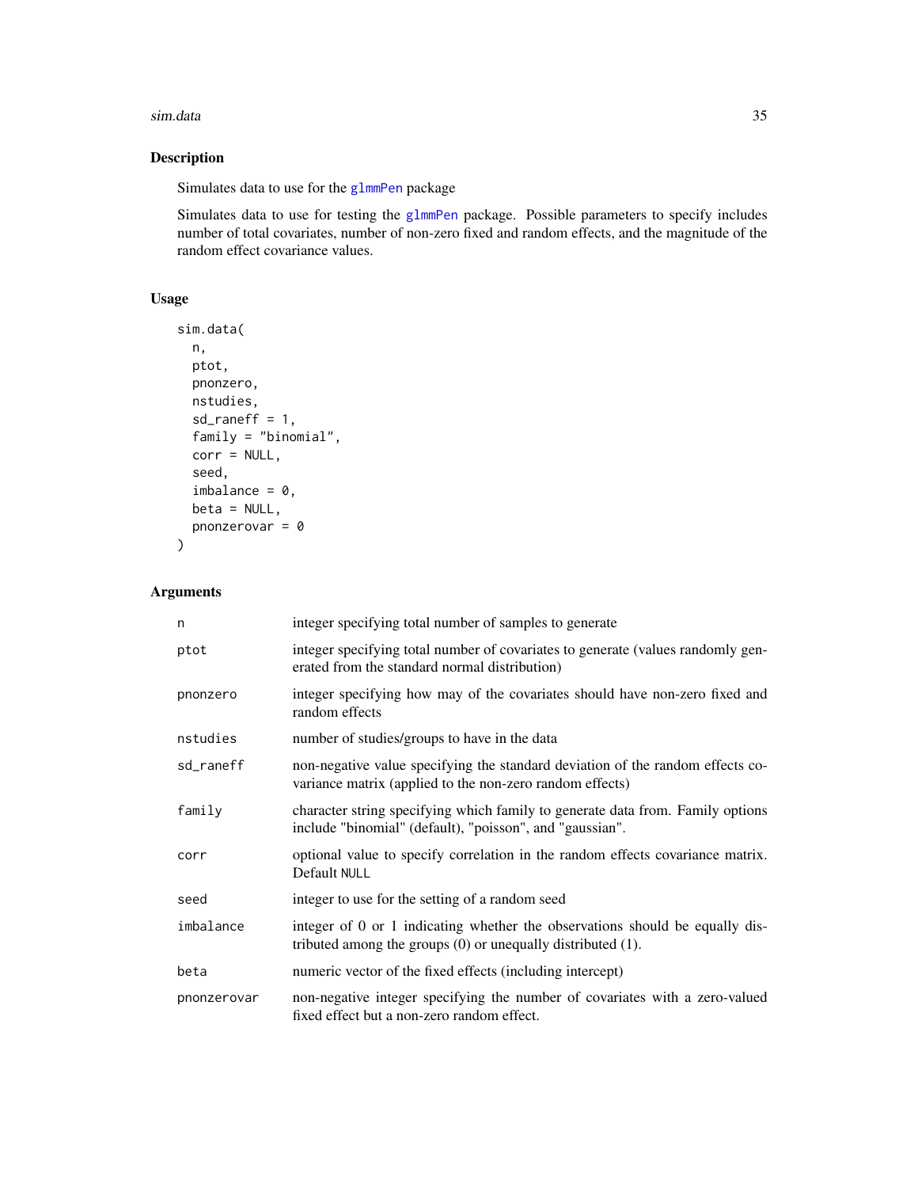## Description

Simulates data to use for the glmmPen package

Simulates data to use for testing the glmmPen package. Possible parameters to specify includes number of total covariates, number of non-zero fixed and random effects, and the magnitude of the random effect covariance values.

## Usage

```
sim.data(
  n,
  ptot,
  pnonzero,
  nstudies,
  sd_raneff = 1,
  family = "binomial",
  corr = NULL,
  seed,
  imbalance = 0,
  beta = NULL,
  pnonzerovar = 0
)
```

## Arguments

| | |
|---|---|
| n | integer specifying total number of samples to generate |
| ptot | integer specifying total number of covariates to generate (values randomly generated from the standard normal distribution) |
| pnonzero | integer specifying how may of the covariates should have non-zero fixed and random effects |
| nstudies | number of studies/groups to have in the data |
| sd_raneff | non-negative value specifying the standard deviation of the random effects covariance matrix (applied to the non-zero random effects) |
| family | character string specifying which family to generate data from. Family options include "binomial" (default), "poisson", and "gaussian". |
| corr | optional value to specify correlation in the random effects covariance matrix. Default NULL |
| seed | integer to use for the setting of a random seed |
| imbalance | integer of 0 or 1 indicating whether the observations should be equally distributed among the groups (0) or unequally distributed (1). |
| beta | numeric vector of the fixed effects (including intercept) |
| pnonzerovar | non-negative integer specifying the number of covariates with a zero-valued fixed effect but a non-zero random effect. |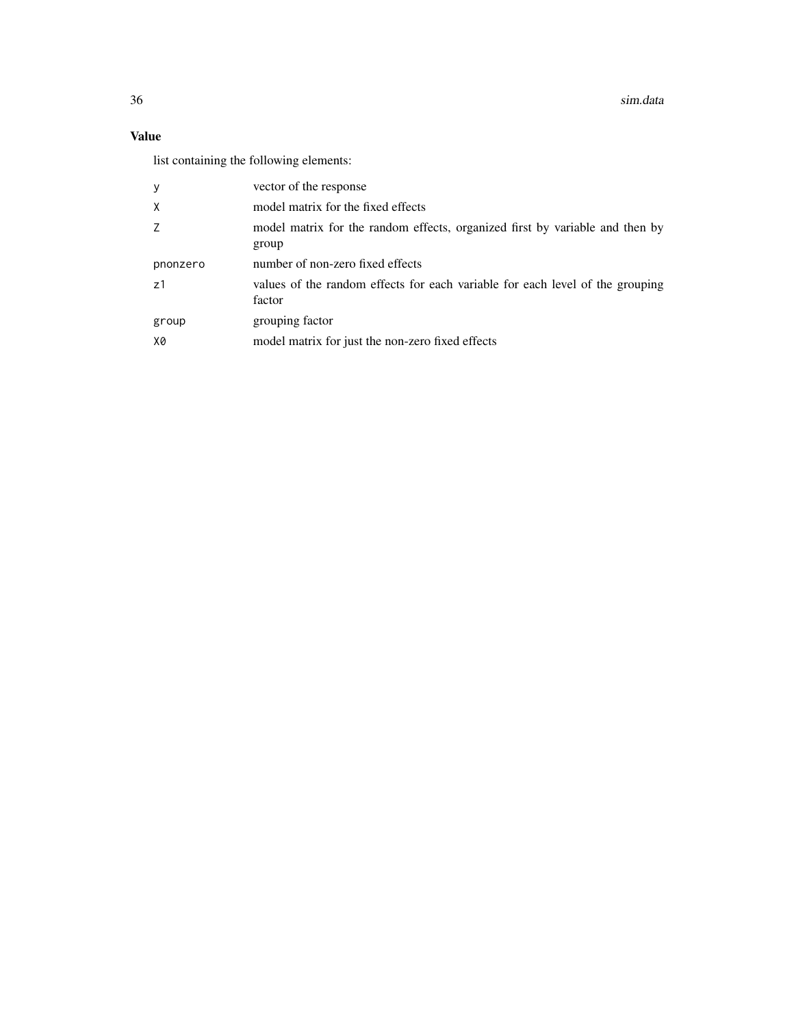## Value

list containing the following elements:

| | |
|---|---|
| `y` | vector of the response |
| `X` | model matrix for the fixed effects |
| `Z` | model matrix for the random effects, organized first by variable and then by group |
| `pnonzero` | number of non-zero fixed effects |
| `z1` | values of the random effects for each variable for each level of the grouping factor |
| `group` | grouping factor |
| `X0` | model matrix for just the non-zero fixed effects |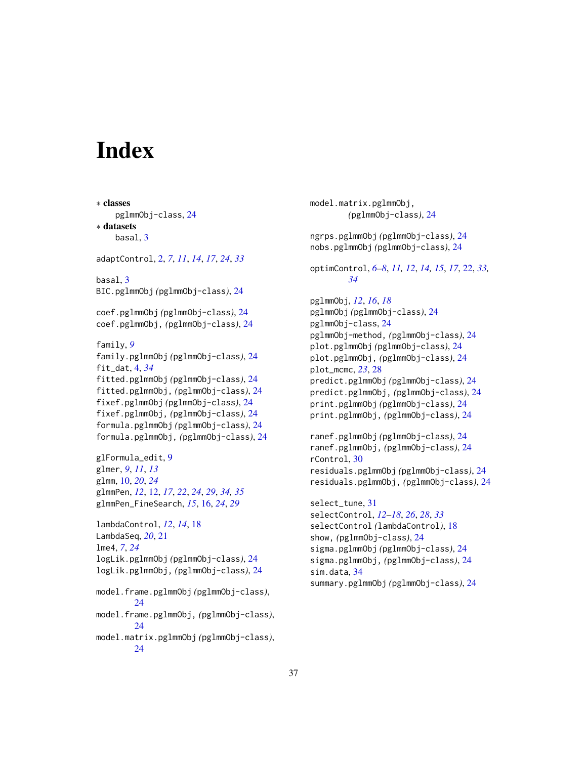# Index

∗ **classes**
  pglmmObj-class, 24

∗ **datasets**
  basal, 3

adaptControl, 2, *7*, *11*, *14*, *17*, *24*, *33*

basal, 3
BIC.pglmmObj *(*pglmmObj-class*)*, 24

coef.pglmmObj *(*pglmmObj-class*)*, 24
coef.pglmmObj, *(*pglmmObj-class*)*, 24

family, *9*
family.pglmmObj *(*pglmmObj-class*)*, 24
fit_dat, 4, *34*
fitted.pglmmObj *(*pglmmObj-class*)*, 24
fitted.pglmmObj, *(*pglmmObj-class*)*, 24
fixef.pglmmObj *(*pglmmObj-class*)*, 24
fixef.pglmmObj, *(*pglmmObj-class*)*, 24
formula.pglmmObj *(*pglmmObj-class*)*, 24
formula.pglmmObj, *(*pglmmObj-class*)*, 24

glFormula_edit, 9
glmer, *9*, *11*, *13*
glmm, 10, *20*, *24*
glmmPen, *12*, 12, *17*, *22*, *24*, *29*, *34, 35*
glmmPen_FineSearch, *15*, 16, *24*, *29*

lambdaControl, *12*, *14*, 18
LambdaSeq, *20*, 21
lme4, *7*, *24*
logLik.pglmmObj *(*pglmmObj-class*)*, 24
logLik.pglmmObj, *(*pglmmObj-class*)*, 24

model.frame.pglmmObj *(*pglmmObj-class*)*, 24
model.frame.pglmmObj, *(*pglmmObj-class*)*, 24
model.matrix.pglmmObj *(*pglmmObj-class*)*, 24
model.matrix.pglmmObj, *(*pglmmObj-class*)*, 24

ngrps.pglmmObj *(*pglmmObj-class*)*, 24
nobs.pglmmObj *(*pglmmObj-class*)*, 24

optimControl, *6–8*, *11, 12*, *14, 15*, *17*, 22, *33, 34*

pglmmObj, *12*, *16*, *18*
pglmmObj *(*pglmmObj-class*)*, 24
pglmmObj-class, 24
pglmmObj-method, *(*pglmmObj-class*)*, 24
plot.pglmmObj *(*pglmmObj-class*)*, 24
plot.pglmmObj, *(*pglmmObj-class*)*, 24
plot_mcmc, *23*, 28
predict.pglmmObj *(*pglmmObj-class*)*, 24
predict.pglmmObj, *(*pglmmObj-class*)*, 24
print.pglmmObj *(*pglmmObj-class*)*, 24
print.pglmmObj, *(*pglmmObj-class*)*, 24

ranef.pglmmObj *(*pglmmObj-class*)*, 24
ranef.pglmmObj, *(*pglmmObj-class*)*, 24
rControl, 30
residuals.pglmmObj *(*pglmmObj-class*)*, 24
residuals.pglmmObj, *(*pglmmObj-class*)*, 24

select_tune, 31
selectControl, *12–18*, *26*, *28*, *33*
selectControl *(*lambdaControl*)*, 18
show, *(*pglmmObj-class*)*, 24
sigma.pglmmObj *(*pglmmObj-class*)*, 24
sigma.pglmmObj, *(*pglmmObj-class*)*, 24
sim.data, 34
summary.pglmmObj *(*pglmmObj-class*)*, 24